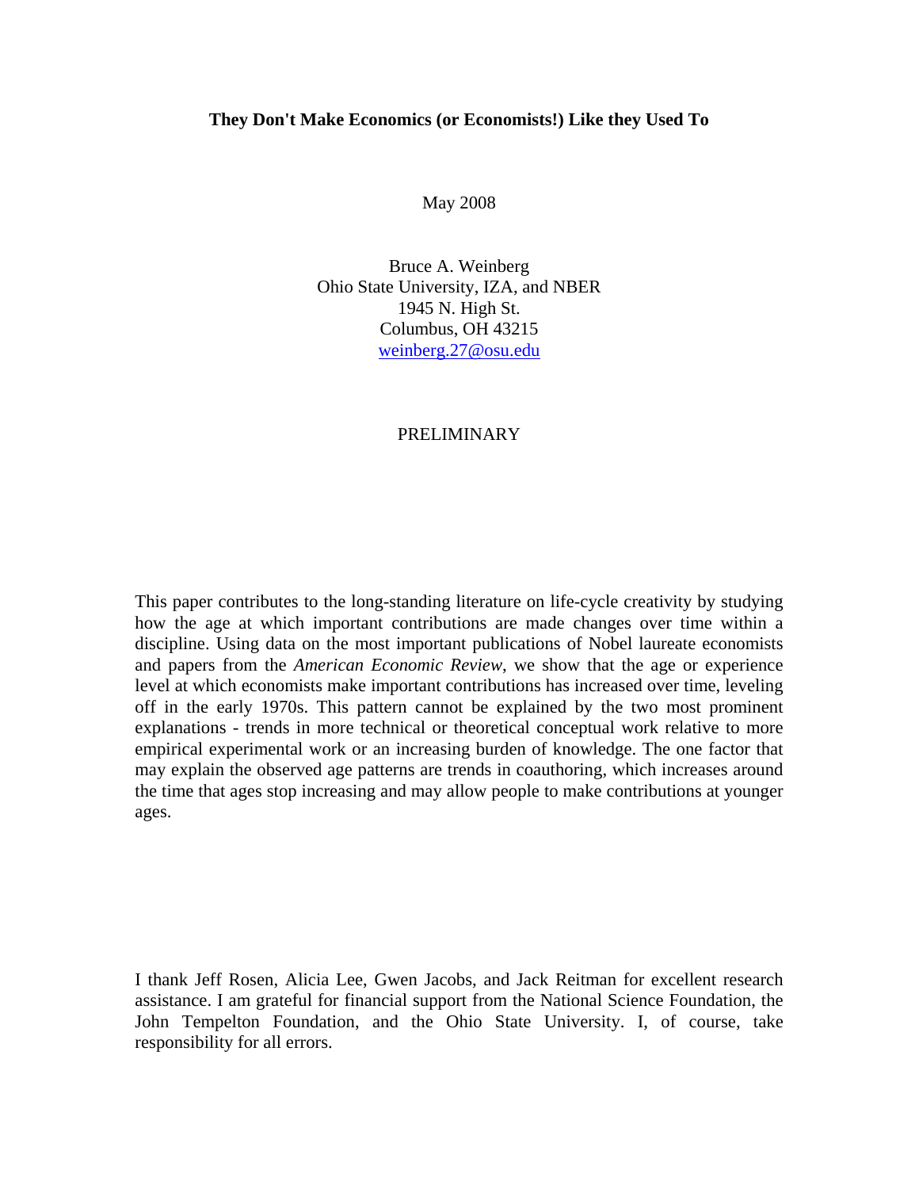# They Don't Make Economics (or Economists!) Like they Used To

May 2008

Bruce A. Weinberg  
Ohio State University, IZA, and NBER  
1945 N. High St.  
Columbus, OH 43215  
weinberg.27@osu.edu

PRELIMINARY

This paper contributes to the long-standing literature on life-cycle creativity by studying how the age at which important contributions are made changes over time within a discipline. Using data on the most important publications of Nobel laureate economists and papers from the *American Economic Review*, we show that the age or experience level at which economists make important contributions has increased over time, leveling off in the early 1970s. This pattern cannot be explained by the two most prominent explanations - trends in more technical or theoretical conceptual work relative to more empirical experimental work or an increasing burden of knowledge. The one factor that may explain the observed age patterns are trends in coauthoring, which increases around the time that ages stop increasing and may allow people to make contributions at younger ages.

I thank Jeff Rosen, Alicia Lee, Gwen Jacobs, and Jack Reitman for excellent research assistance. I am grateful for financial support from the National Science Foundation, the John Tempelton Foundation, and the Ohio State University. I, of course, take responsibility for all errors.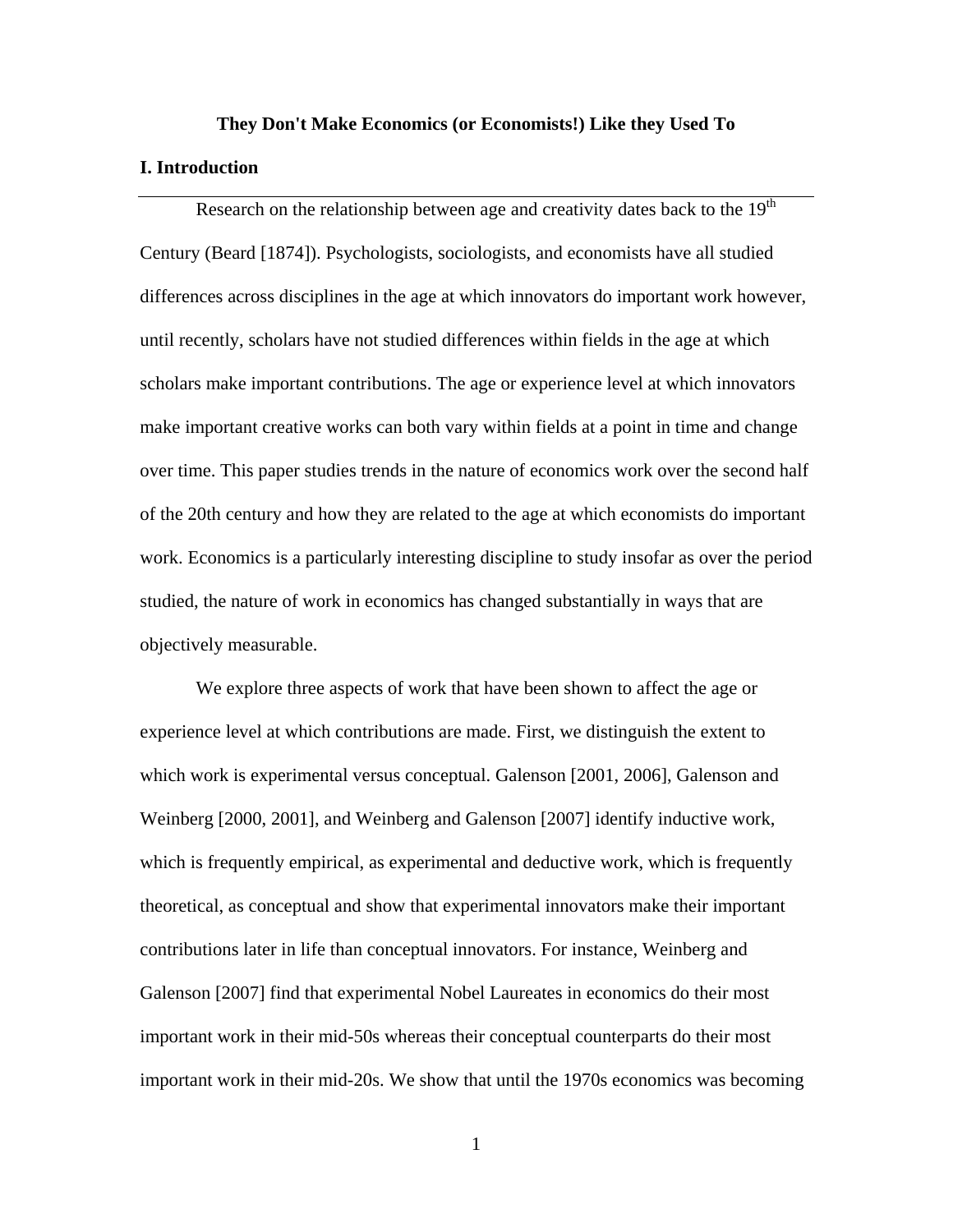# They Don't Make Economics (or Economists!) Like they Used To

## I. Introduction

Research on the relationship between age and creativity dates back to the 19th Century (Beard [1874]). Psychologists, sociologists, and economists have all studied differences across disciplines in the age at which innovators do important work however, until recently, scholars have not studied differences within fields in the age at which scholars make important contributions. The age or experience level at which innovators make important creative works can both vary within fields at a point in time and change over time. This paper studies trends in the nature of economics work over the second half of the 20th century and how they are related to the age at which economists do important work. Economics is a particularly interesting discipline to study insofar as over the period studied, the nature of work in economics has changed substantially in ways that are objectively measurable.

We explore three aspects of work that have been shown to affect the age or experience level at which contributions are made. First, we distinguish the extent to which work is experimental versus conceptual. Galenson [2001, 2006], Galenson and Weinberg [2000, 2001], and Weinberg and Galenson [2007] identify inductive work, which is frequently empirical, as experimental and deductive work, which is frequently theoretical, as conceptual and show that experimental innovators make their important contributions later in life than conceptual innovators. For instance, Weinberg and Galenson [2007] find that experimental Nobel Laureates in economics do their most important work in their mid-50s whereas their conceptual counterparts do their most important work in their mid-20s. We show that until the 1970s economics was becoming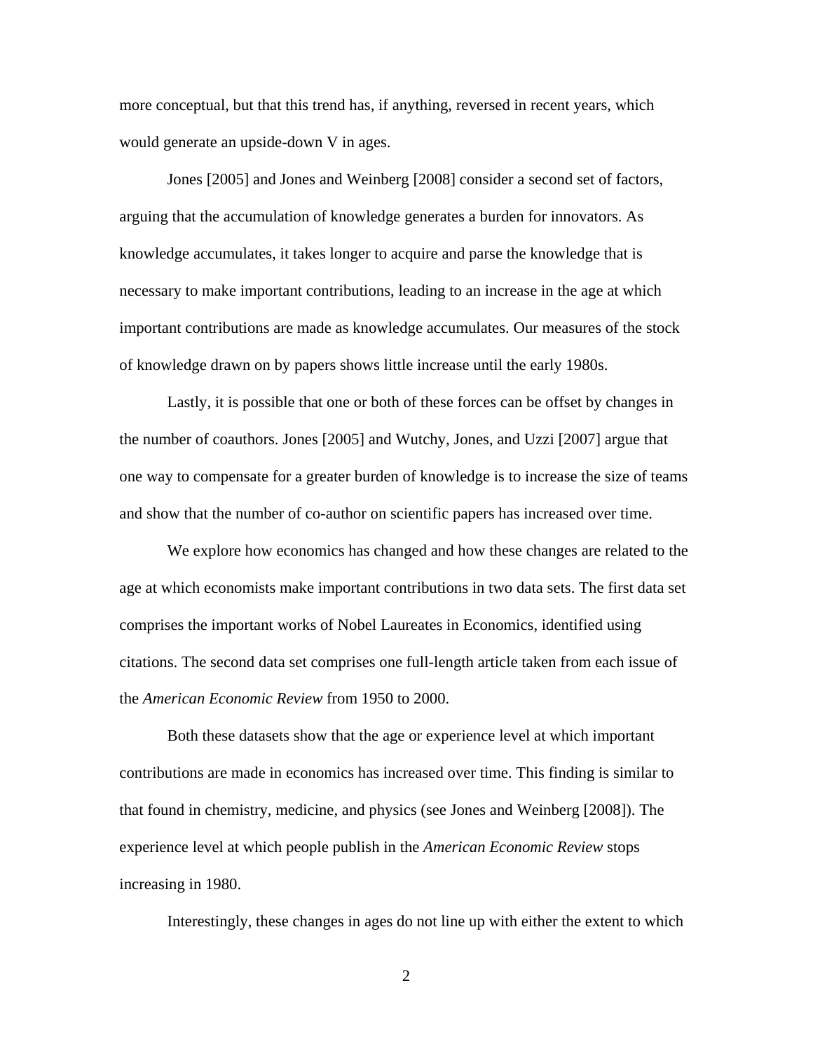more conceptual, but that this trend has, if anything, reversed in recent years, which would generate an upside-down V in ages.

Jones [2005] and Jones and Weinberg [2008] consider a second set of factors, arguing that the accumulation of knowledge generates a burden for innovators. As knowledge accumulates, it takes longer to acquire and parse the knowledge that is necessary to make important contributions, leading to an increase in the age at which important contributions are made as knowledge accumulates. Our measures of the stock of knowledge drawn on by papers shows little increase until the early 1980s.

Lastly, it is possible that one or both of these forces can be offset by changes in the number of coauthors. Jones [2005] and Wutchy, Jones, and Uzzi [2007] argue that one way to compensate for a greater burden of knowledge is to increase the size of teams and show that the number of co-author on scientific papers has increased over time.

We explore how economics has changed and how these changes are related to the age at which economists make important contributions in two data sets. The first data set comprises the important works of Nobel Laureates in Economics, identified using citations. The second data set comprises one full-length article taken from each issue of the *American Economic Review* from 1950 to 2000.

Both these datasets show that the age or experience level at which important contributions are made in economics has increased over time. This finding is similar to that found in chemistry, medicine, and physics (see Jones and Weinberg [2008]). The experience level at which people publish in the *American Economic Review* stops increasing in 1980.

Interestingly, these changes in ages do not line up with either the extent to which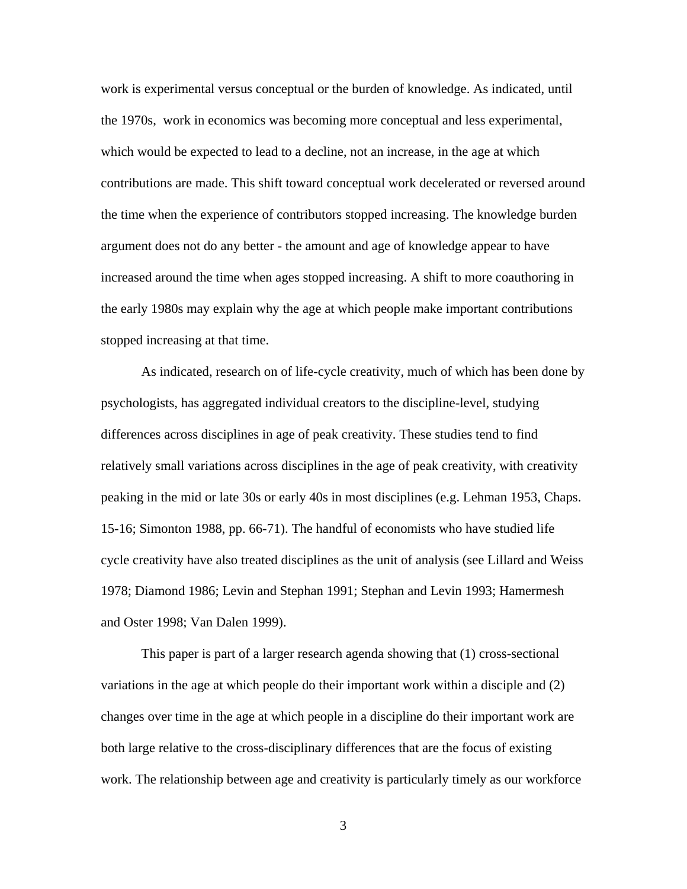work is experimental versus conceptual or the burden of knowledge. As indicated, until the 1970s, work in economics was becoming more conceptual and less experimental, which would be expected to lead to a decline, not an increase, in the age at which contributions are made. This shift toward conceptual work decelerated or reversed around the time when the experience of contributors stopped increasing. The knowledge burden argument does not do any better - the amount and age of knowledge appear to have increased around the time when ages stopped increasing. A shift to more coauthoring in the early 1980s may explain why the age at which people make important contributions stopped increasing at that time.

As indicated, research on of life-cycle creativity, much of which has been done by psychologists, has aggregated individual creators to the discipline-level, studying differences across disciplines in age of peak creativity. These studies tend to find relatively small variations across disciplines in the age of peak creativity, with creativity peaking in the mid or late 30s or early 40s in most disciplines (e.g. Lehman 1953, Chaps. 15-16; Simonton 1988, pp. 66-71). The handful of economists who have studied life cycle creativity have also treated disciplines as the unit of analysis (see Lillard and Weiss 1978; Diamond 1986; Levin and Stephan 1991; Stephan and Levin 1993; Hamermesh and Oster 1998; Van Dalen 1999).

This paper is part of a larger research agenda showing that (1) cross-sectional variations in the age at which people do their important work within a disciple and (2) changes over time in the age at which people in a discipline do their important work are both large relative to the cross-disciplinary differences that are the focus of existing work. The relationship between age and creativity is particularly timely as our workforce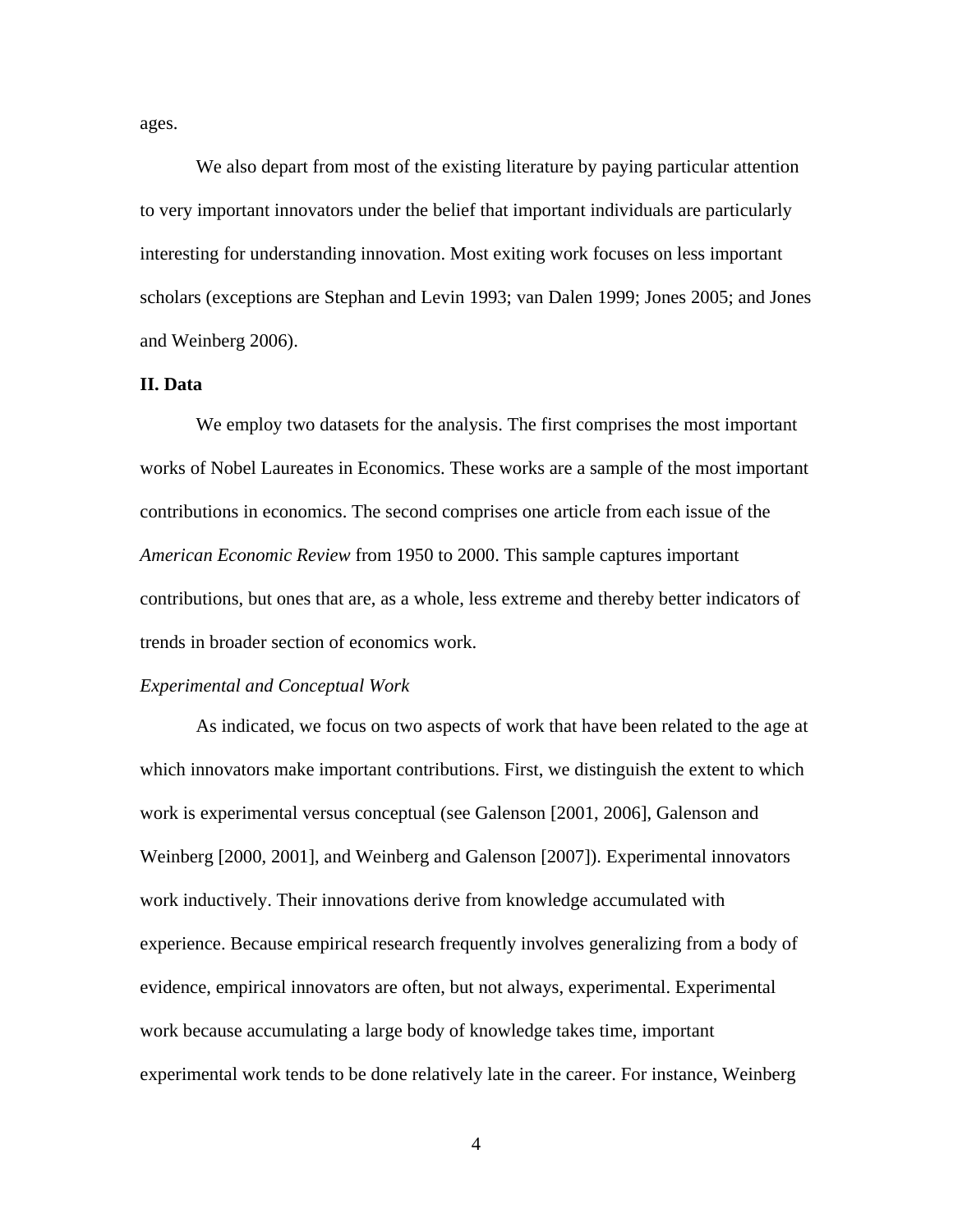ages.

We also depart from most of the existing literature by paying particular attention to very important innovators under the belief that important individuals are particularly interesting for understanding innovation. Most exiting work focuses on less important scholars (exceptions are Stephan and Levin 1993; van Dalen 1999; Jones 2005; and Jones and Weinberg 2006).

## II. Data

We employ two datasets for the analysis. The first comprises the most important works of Nobel Laureates in Economics. These works are a sample of the most important contributions in economics. The second comprises one article from each issue of the *American Economic Review* from 1950 to 2000. This sample captures important contributions, but ones that are, as a whole, less extreme and thereby better indicators of trends in broader section of economics work.

### *Experimental and Conceptual Work*

As indicated, we focus on two aspects of work that have been related to the age at which innovators make important contributions. First, we distinguish the extent to which work is experimental versus conceptual (see Galenson [2001, 2006], Galenson and Weinberg [2000, 2001], and Weinberg and Galenson [2007]). Experimental innovators work inductively. Their innovations derive from knowledge accumulated with experience. Because empirical research frequently involves generalizing from a body of evidence, empirical innovators are often, but not always, experimental. Experimental work because accumulating a large body of knowledge takes time, important experimental work tends to be done relatively late in the career. For instance, Weinberg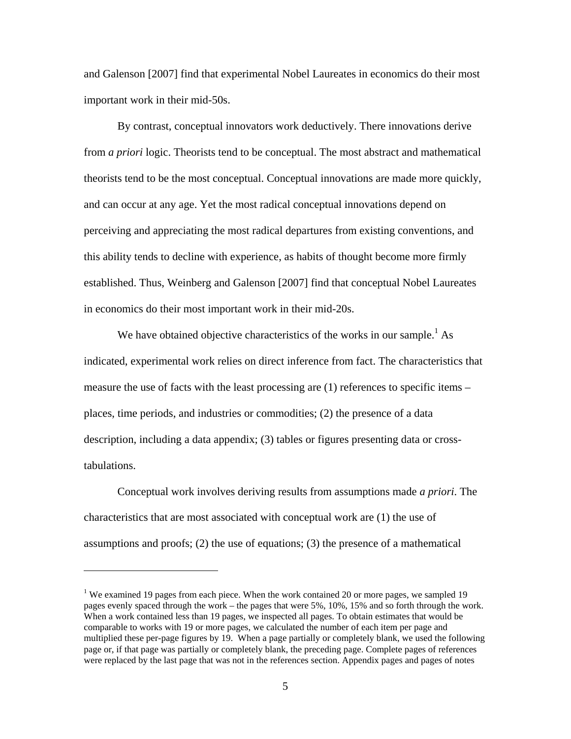and Galenson [2007] find that experimental Nobel Laureates in economics do their most important work in their mid-50s.

By contrast, conceptual innovators work deductively. There innovations derive from *a priori* logic. Theorists tend to be conceptual. The most abstract and mathematical theorists tend to be the most conceptual. Conceptual innovations are made more quickly, and can occur at any age. Yet the most radical conceptual innovations depend on perceiving and appreciating the most radical departures from existing conventions, and this ability tends to decline with experience, as habits of thought become more firmly established. Thus, Weinberg and Galenson [2007] find that conceptual Nobel Laureates in economics do their most important work in their mid-20s.

We have obtained objective characteristics of the works in our sample.[1] As indicated, experimental work relies on direct inference from fact. The characteristics that measure the use of facts with the least processing are (1) references to specific items – places, time periods, and industries or commodities; (2) the presence of a data description, including a data appendix; (3) tables or figures presenting data or cross-tabulations.

Conceptual work involves deriving results from assumptions made *a priori*. The characteristics that are most associated with conceptual work are (1) the use of assumptions and proofs; (2) the use of equations; (3) the presence of a mathematical

---

[1] We examined 19 pages from each piece. When the work contained 20 or more pages, we sampled 19 pages evenly spaced through the work – the pages that were 5%, 10%, 15% and so forth through the work. When a work contained less than 19 pages, we inspected all pages. To obtain estimates that would be comparable to works with 19 or more pages, we calculated the number of each item per page and multiplied these per-page figures by 19. When a page partially or completely blank, we used the following page or, if that page was partially or completely blank, the preceding page. Complete pages of references were replaced by the last page that was not in the references section. Appendix pages and pages of notes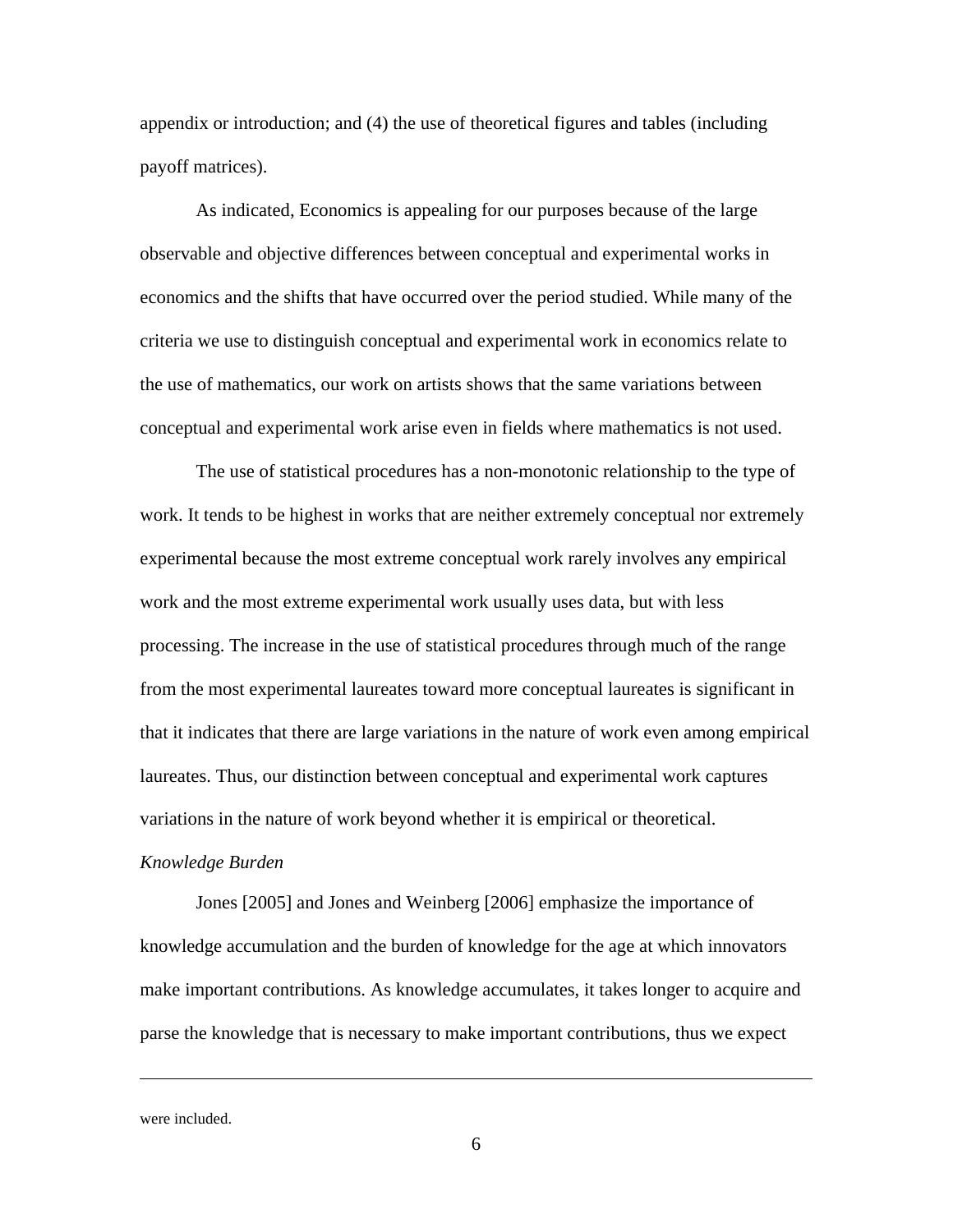appendix or introduction; and (4) the use of theoretical figures and tables (including payoff matrices).

As indicated, Economics is appealing for our purposes because of the large observable and objective differences between conceptual and experimental works in economics and the shifts that have occurred over the period studied. While many of the criteria we use to distinguish conceptual and experimental work in economics relate to the use of mathematics, our work on artists shows that the same variations between conceptual and experimental work arise even in fields where mathematics is not used.

The use of statistical procedures has a non-monotonic relationship to the type of work. It tends to be highest in works that are neither extremely conceptual nor extremely experimental because the most extreme conceptual work rarely involves any empirical work and the most extreme experimental work usually uses data, but with less processing. The increase in the use of statistical procedures through much of the range from the most experimental laureates toward more conceptual laureates is significant in that it indicates that there are large variations in the nature of work even among empirical laureates. Thus, our distinction between conceptual and experimental work captures variations in the nature of work beyond whether it is empirical or theoretical.

*Knowledge Burden*

Jones [2005] and Jones and Weinberg [2006] emphasize the importance of knowledge accumulation and the burden of knowledge for the age at which innovators make important contributions. As knowledge accumulates, it takes longer to acquire and parse the knowledge that is necessary to make important contributions, thus we expect

---

were included.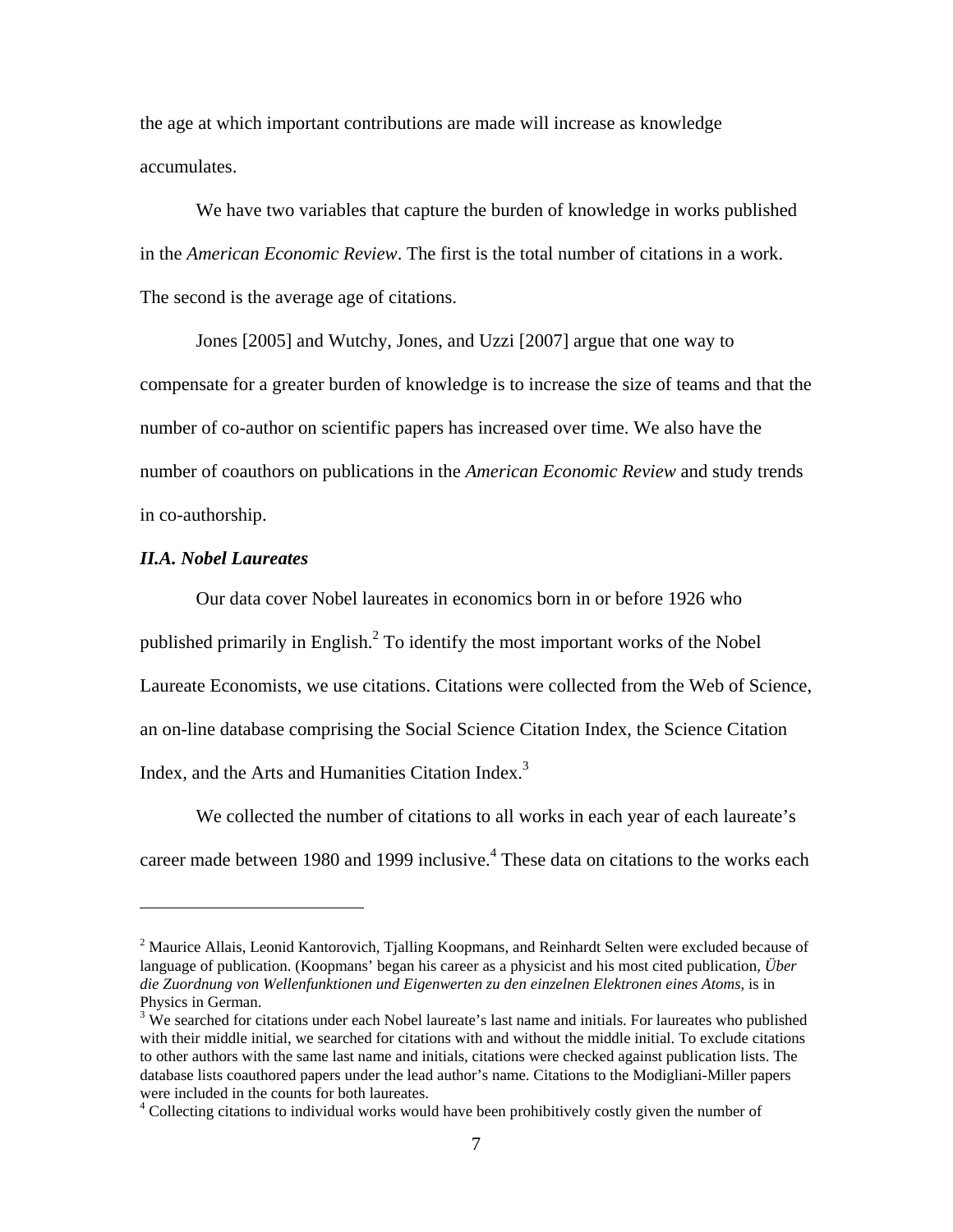the age at which important contributions are made will increase as knowledge accumulates.

We have two variables that capture the burden of knowledge in works published in the *American Economic Review*. The first is the total number of citations in a work. The second is the average age of citations.

Jones [2005] and Wutchy, Jones, and Uzzi [2007] argue that one way to compensate for a greater burden of knowledge is to increase the size of teams and that the number of co-author on scientific papers has increased over time. We also have the number of coauthors on publications in the *American Economic Review* and study trends in co-authorship.

### *II.A. Nobel Laureates*

Our data cover Nobel laureates in economics born in or before 1926 who published primarily in English.[2] To identify the most important works of the Nobel Laureate Economists, we use citations. Citations were collected from the Web of Science, an on-line database comprising the Social Science Citation Index, the Science Citation Index, and the Arts and Humanities Citation Index.[3]

We collected the number of citations to all works in each year of each laureate's career made between 1980 and 1999 inclusive.[4] These data on citations to the works each

---

[2] Maurice Allais, Leonid Kantorovich, Tjalling Koopmans, and Reinhardt Selten were excluded because of language of publication. (Koopmans' began his career as a physicist and his most cited publication, *Über die Zuordnung von Wellenfunktionen und Eigenwerten zu den einzelnen Elektronen eines Atoms*, is in Physics in German.

[3] We searched for citations under each Nobel laureate's last name and initials. For laureates who published with their middle initial, we searched for citations with and without the middle initial. To exclude citations to other authors with the same last name and initials, citations were checked against publication lists. The database lists coauthored papers under the lead author's name. Citations to the Modigliani-Miller papers were included in the counts for both laureates.

[4] Collecting citations to individual works would have been prohibitively costly given the number of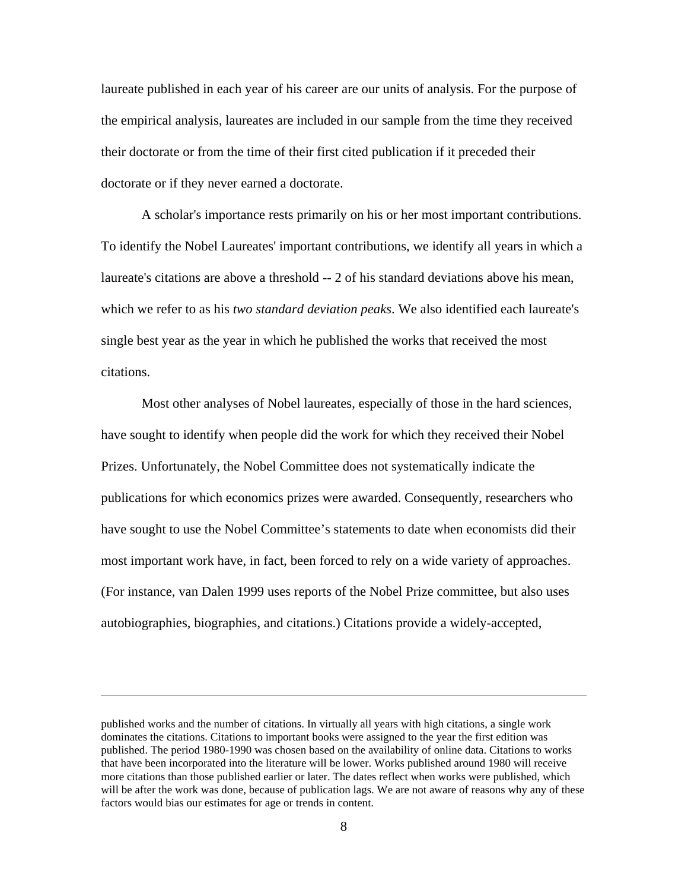laureate published in each year of his career are our units of analysis. For the purpose of the empirical analysis, laureates are included in our sample from the time they received their doctorate or from the time of their first cited publication if it preceded their doctorate or if they never earned a doctorate.

A scholar's importance rests primarily on his or her most important contributions. To identify the Nobel Laureates' important contributions, we identify all years in which a laureate's citations are above a threshold -- 2 of his standard deviations above his mean, which we refer to as his *two standard deviation peaks*. We also identified each laureate's single best year as the year in which he published the works that received the most citations.

Most other analyses of Nobel laureates, especially of those in the hard sciences, have sought to identify when people did the work for which they received their Nobel Prizes. Unfortunately, the Nobel Committee does not systematically indicate the publications for which economics prizes were awarded. Consequently, researchers who have sought to use the Nobel Committee's statements to date when economists did their most important work have, in fact, been forced to rely on a wide variety of approaches. (For instance, van Dalen 1999 uses reports of the Nobel Prize committee, but also uses autobiographies, biographies, and citations.) Citations provide a widely-accepted,

---

published works and the number of citations. In virtually all years with high citations, a single work dominates the citations. Citations to important books were assigned to the year the first edition was published. The period 1980-1990 was chosen based on the availability of online data. Citations to works that have been incorporated into the literature will be lower. Works published around 1980 will receive more citations than those published earlier or later. The dates reflect when works were published, which will be after the work was done, because of publication lags. We are not aware of reasons why any of these factors would bias our estimates for age or trends in content.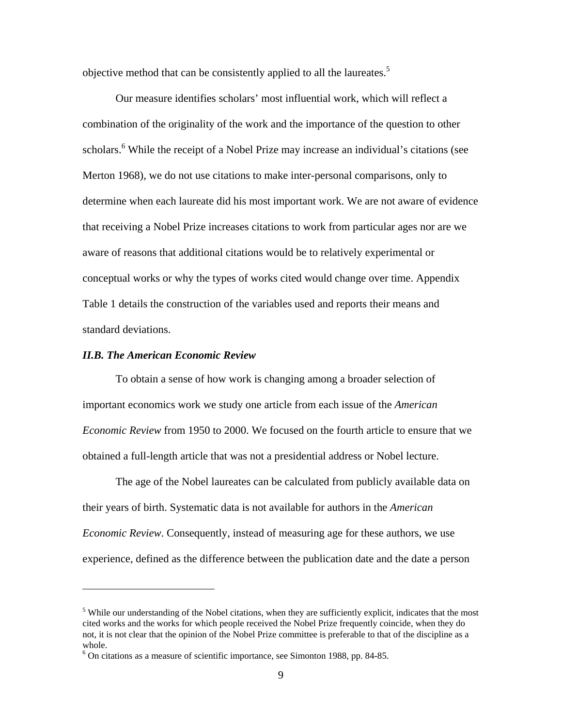objective method that can be consistently applied to all the laureates.[5]

Our measure identifies scholars' most influential work, which will reflect a combination of the originality of the work and the importance of the question to other scholars.[6] While the receipt of a Nobel Prize may increase an individual's citations (see Merton 1968), we do not use citations to make inter-personal comparisons, only to determine when each laureate did his most important work. We are not aware of evidence that receiving a Nobel Prize increases citations to work from particular ages nor are we aware of reasons that additional citations would be to relatively experimental or conceptual works or why the types of works cited would change over time. Appendix Table 1 details the construction of the variables used and reports their means and standard deviations.

### *II.B. The American Economic Review*

To obtain a sense of how work is changing among a broader selection of important economics work we study one article from each issue of the *American Economic Review* from 1950 to 2000. We focused on the fourth article to ensure that we obtained a full-length article that was not a presidential address or Nobel lecture.

The age of the Nobel laureates can be calculated from publicly available data on their years of birth. Systematic data is not available for authors in the *American Economic Review*. Consequently, instead of measuring age for these authors, we use experience, defined as the difference between the publication date and the date a person

---

[5] While our understanding of the Nobel citations, when they are sufficiently explicit, indicates that the most cited works and the works for which people received the Nobel Prize frequently coincide, when they do not, it is not clear that the opinion of the Nobel Prize committee is preferable to that of the discipline as a whole.

[6] On citations as a measure of scientific importance, see Simonton 1988, pp. 84-85.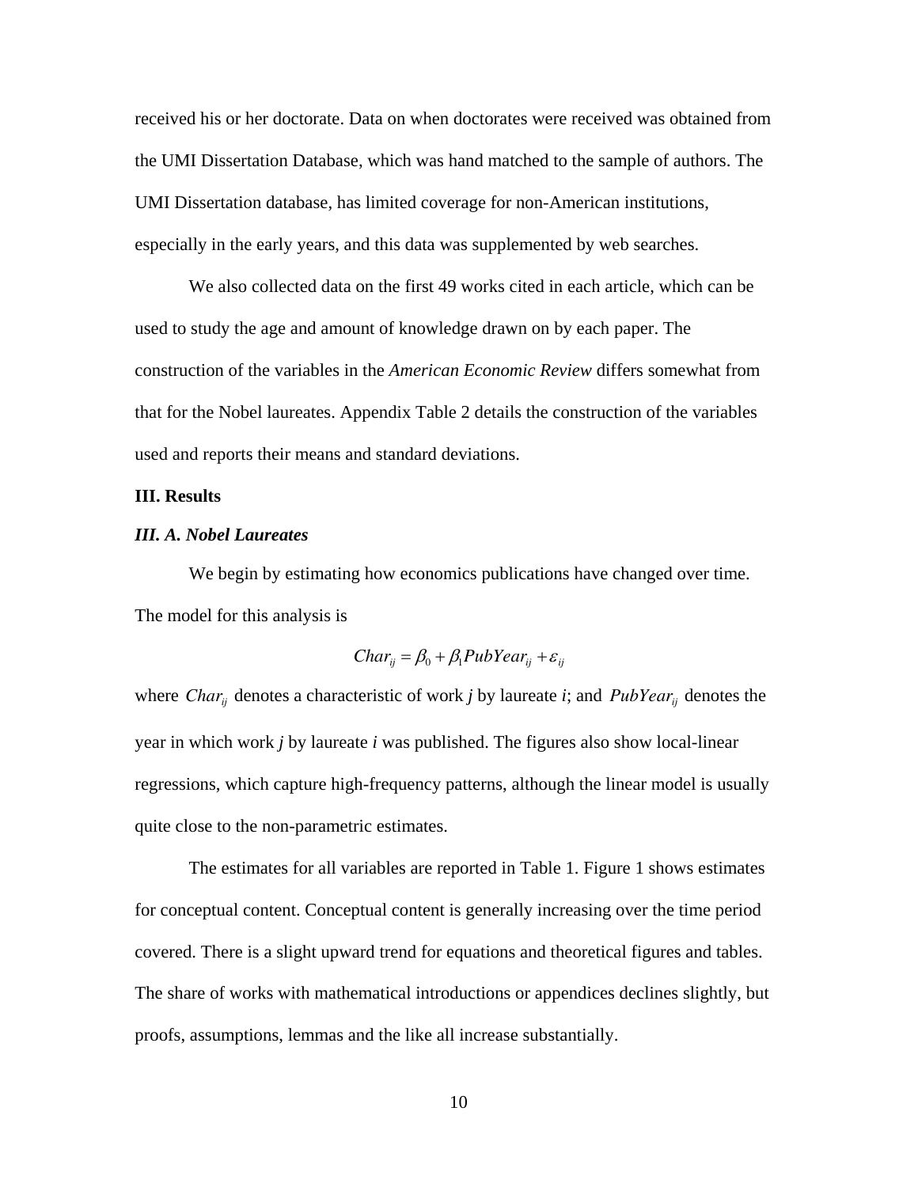received his or her doctorate. Data on when doctorates were received was obtained from the UMI Dissertation Database, which was hand matched to the sample of authors. The UMI Dissertation database, has limited coverage for non-American institutions, especially in the early years, and this data was supplemented by web searches.

We also collected data on the first 49 works cited in each article, which can be used to study the age and amount of knowledge drawn on by each paper. The construction of the variables in the *American Economic Review* differs somewhat from that for the Nobel laureates. Appendix Table 2 details the construction of the variables used and reports their means and standard deviations.

**III. Results**

***III. A. Nobel Laureates***

We begin by estimating how economics publications have changed over time. The model for this analysis is

$$Char_{ij} = \beta_0 + \beta_1 PubYear_{ij} + \varepsilon_{ij}$$

where $Char_{ij}$ denotes a characteristic of work *j* by laureate *i*; and $PubYear_{ij}$ denotes the year in which work *j* by laureate *i* was published. The figures also show local-linear regressions, which capture high-frequency patterns, although the linear model is usually quite close to the non-parametric estimates.

The estimates for all variables are reported in Table 1. Figure 1 shows estimates for conceptual content. Conceptual content is generally increasing over the time period covered. There is a slight upward trend for equations and theoretical figures and tables. The share of works with mathematical introductions or appendices declines slightly, but proofs, assumptions, lemmas and the like all increase substantially.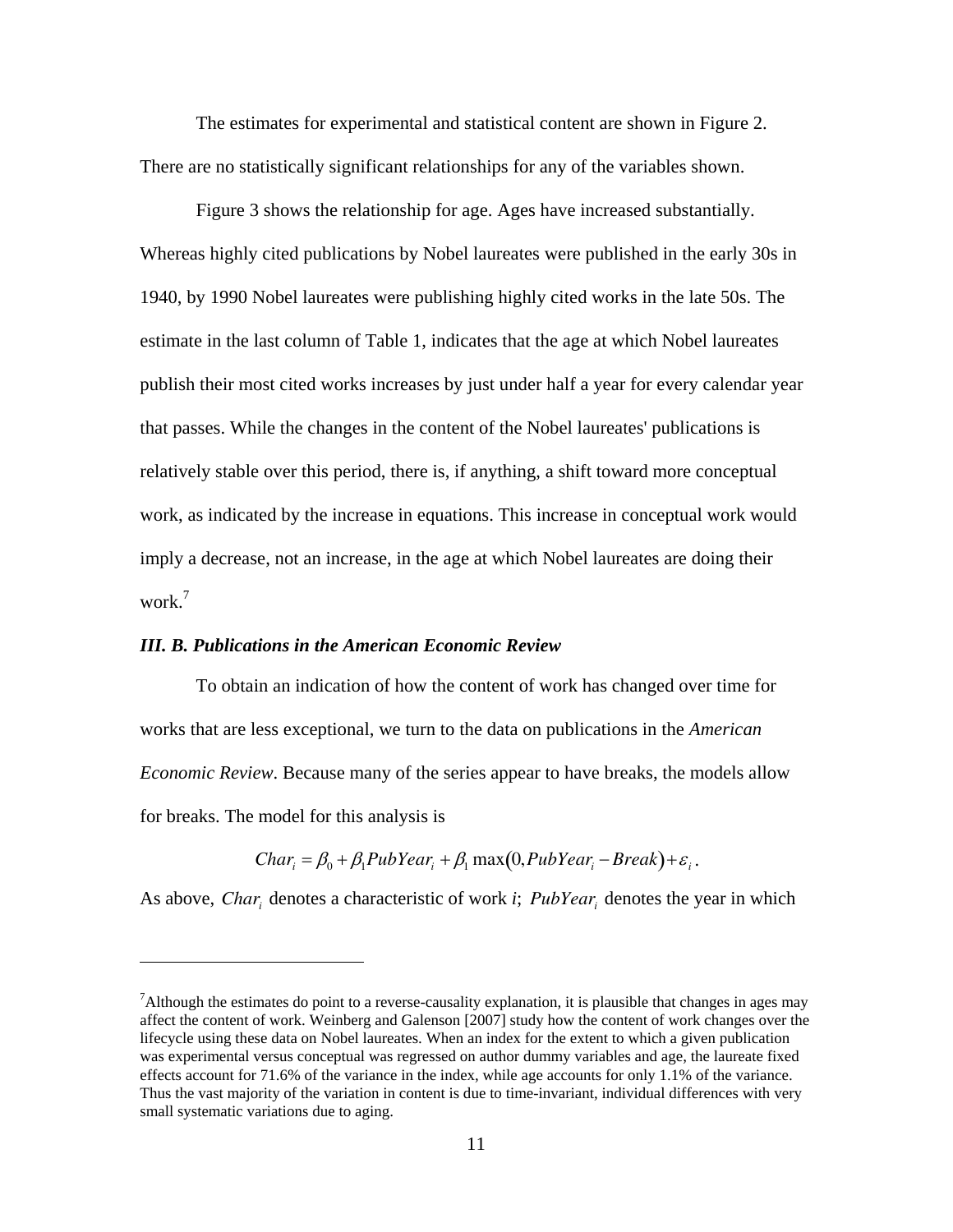The estimates for experimental and statistical content are shown in Figure 2. There are no statistically significant relationships for any of the variables shown.

Figure 3 shows the relationship for age. Ages have increased substantially. Whereas highly cited publications by Nobel laureates were published in the early 30s in 1940, by 1990 Nobel laureates were publishing highly cited works in the late 50s. The estimate in the last column of Table 1, indicates that the age at which Nobel laureates publish their most cited works increases by just under half a year for every calendar year that passes. While the changes in the content of the Nobel laureates' publications is relatively stable over this period, there is, if anything, a shift toward more conceptual work, as indicated by the increase in equations. This increase in conceptual work would imply a decrease, not an increase, in the age at which Nobel laureates are doing their work.[7]

### *III. B. Publications in the American Economic Review*

To obtain an indication of how the content of work has changed over time for works that are less exceptional, we turn to the data on publications in the *American Economic Review*. Because many of the series appear to have breaks, the models allow for breaks. The model for this analysis is

$$Char_i = \beta_0 + \beta_1 PubYear_i + \beta_1 \max(0, PubYear_i - Break) + \varepsilon_i \,.$$

As above, $Char_i$ denotes a characteristic of work *i*; $PubYear_i$ denotes the year in which

---

[7] Although the estimates do point to a reverse-causality explanation, it is plausible that changes in ages may affect the content of work. Weinberg and Galenson [2007] study how the content of work changes over the lifecycle using these data on Nobel laureates. When an index for the extent to which a given publication was experimental versus conceptual was regressed on author dummy variables and age, the laureate fixed effects account for 71.6% of the variance in the index, while age accounts for only 1.1% of the variance. Thus the vast majority of the variation in content is due to time-invariant, individual differences with very small systematic variations due to aging.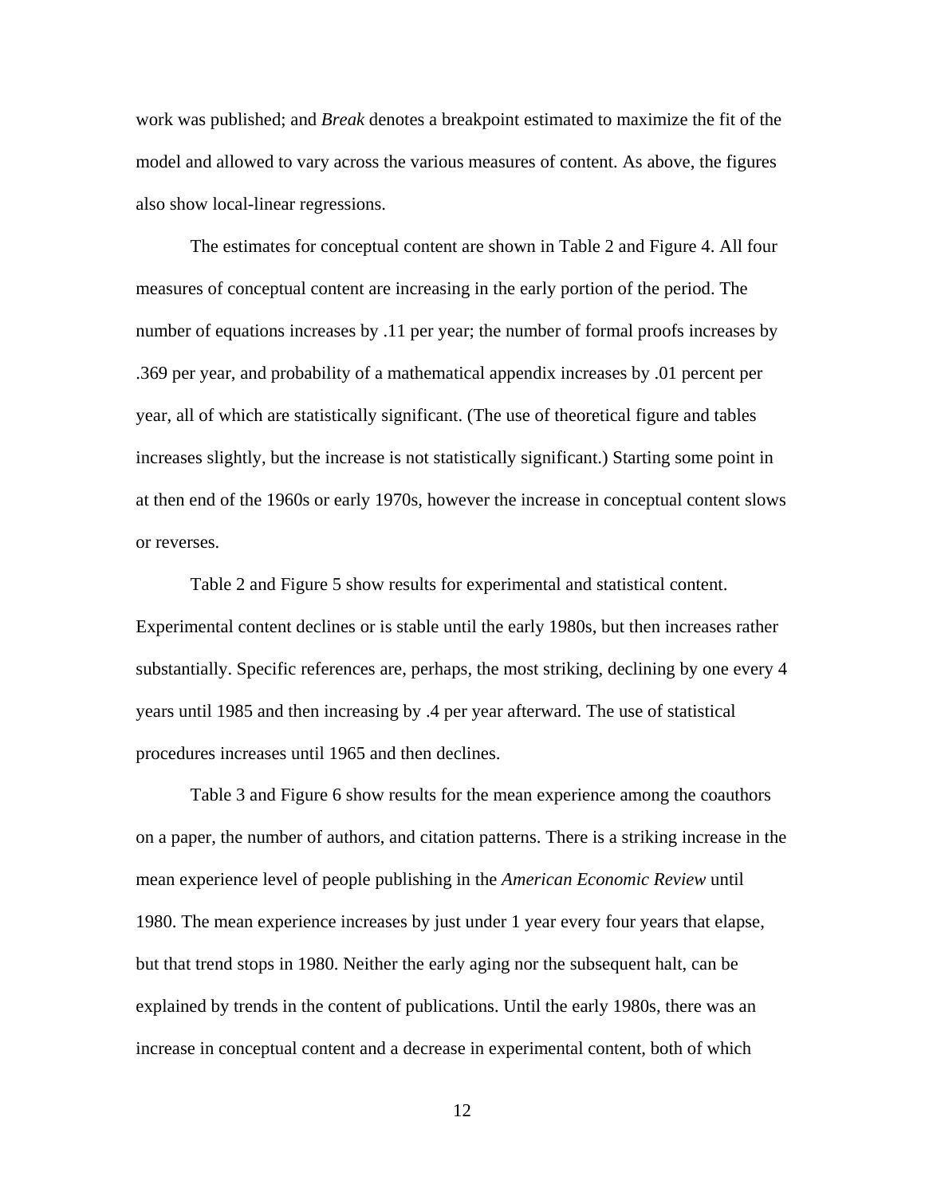work was published; and *Break* denotes a breakpoint estimated to maximize the fit of the model and allowed to vary across the various measures of content. As above, the figures also show local-linear regressions.

The estimates for conceptual content are shown in Table 2 and Figure 4. All four measures of conceptual content are increasing in the early portion of the period. The number of equations increases by .11 per year; the number of formal proofs increases by .369 per year, and probability of a mathematical appendix increases by .01 percent per year, all of which are statistically significant. (The use of theoretical figure and tables increases slightly, but the increase is not statistically significant.) Starting some point in at then end of the 1960s or early 1970s, however the increase in conceptual content slows or reverses.

Table 2 and Figure 5 show results for experimental and statistical content. Experimental content declines or is stable until the early 1980s, but then increases rather substantially. Specific references are, perhaps, the most striking, declining by one every 4 years until 1985 and then increasing by .4 per year afterward. The use of statistical procedures increases until 1965 and then declines.

Table 3 and Figure 6 show results for the mean experience among the coauthors on a paper, the number of authors, and citation patterns. There is a striking increase in the mean experience level of people publishing in the *American Economic Review* until 1980. The mean experience increases by just under 1 year every four years that elapse, but that trend stops in 1980. Neither the early aging nor the subsequent halt, can be explained by trends in the content of publications. Until the early 1980s, there was an increase in conceptual content and a decrease in experimental content, both of which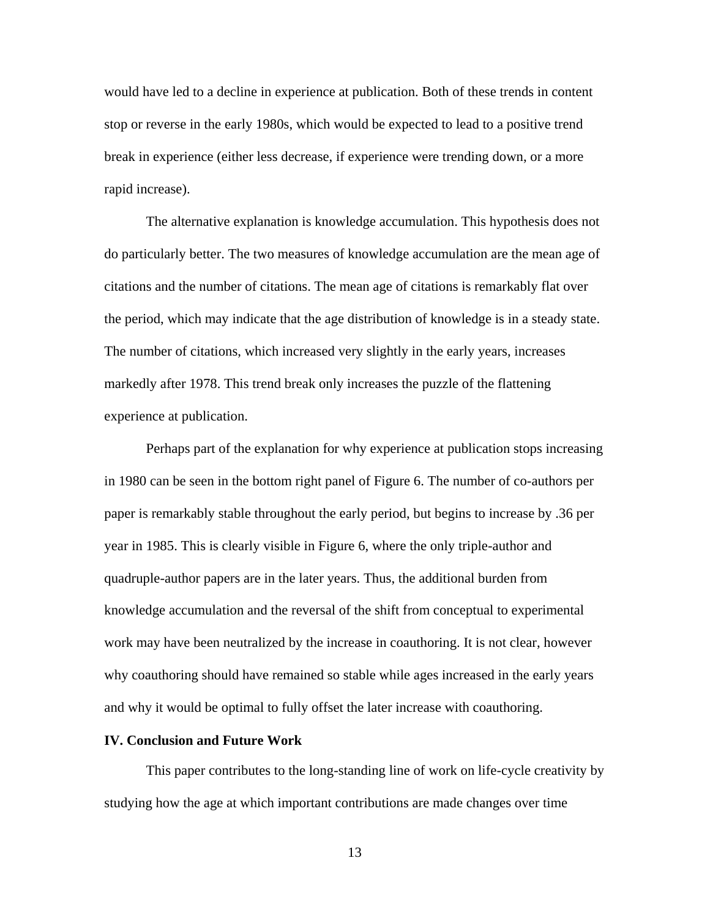would have led to a decline in experience at publication. Both of these trends in content stop or reverse in the early 1980s, which would be expected to lead to a positive trend break in experience (either less decrease, if experience were trending down, or a more rapid increase).

The alternative explanation is knowledge accumulation. This hypothesis does not do particularly better. The two measures of knowledge accumulation are the mean age of citations and the number of citations. The mean age of citations is remarkably flat over the period, which may indicate that the age distribution of knowledge is in a steady state. The number of citations, which increased very slightly in the early years, increases markedly after 1978. This trend break only increases the puzzle of the flattening experience at publication.

Perhaps part of the explanation for why experience at publication stops increasing in 1980 can be seen in the bottom right panel of Figure 6. The number of co-authors per paper is remarkably stable throughout the early period, but begins to increase by .36 per year in 1985. This is clearly visible in Figure 6, where the only triple-author and quadruple-author papers are in the later years. Thus, the additional burden from knowledge accumulation and the reversal of the shift from conceptual to experimental work may have been neutralized by the increase in coauthoring. It is not clear, however why coauthoring should have remained so stable while ages increased in the early years and why it would be optimal to fully offset the later increase with coauthoring.

## IV. Conclusion and Future Work

This paper contributes to the long-standing line of work on life-cycle creativity by studying how the age at which important contributions are made changes over time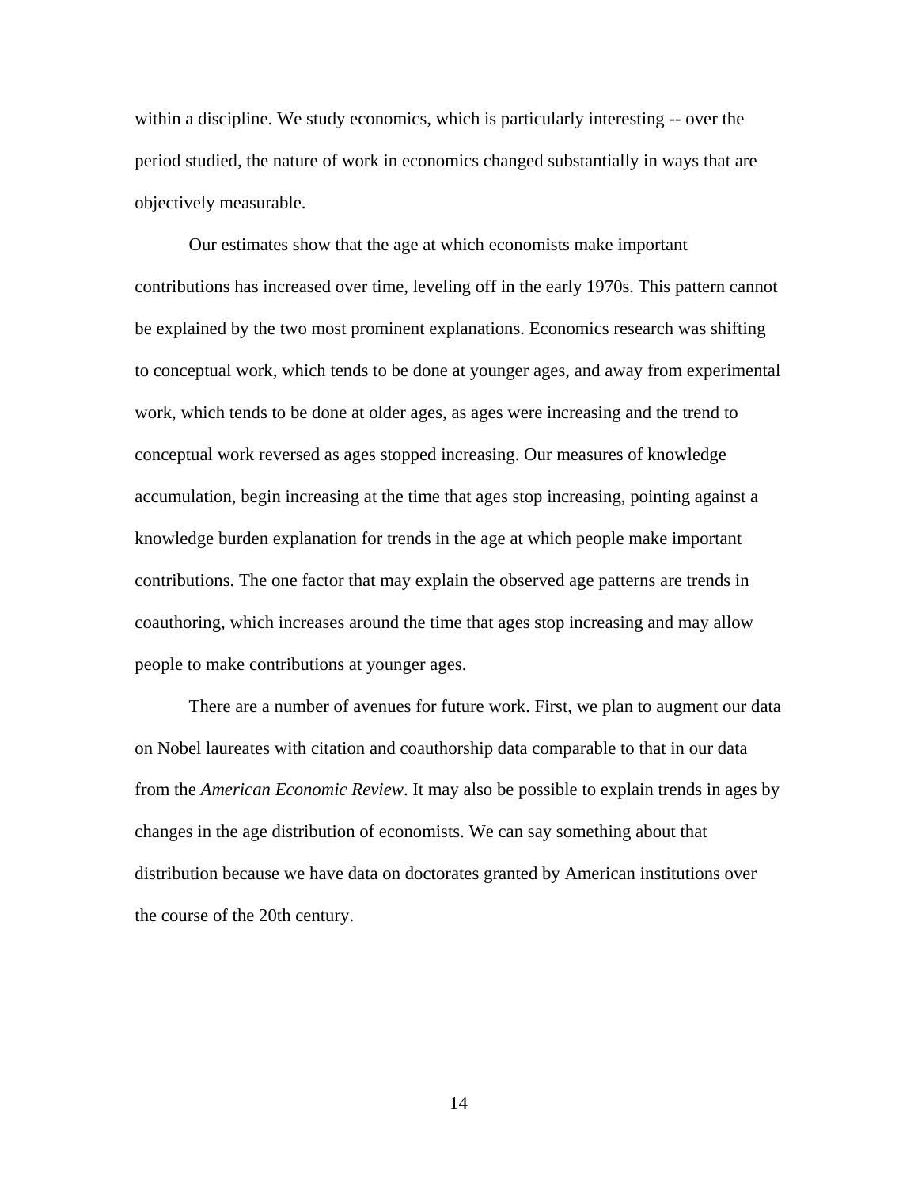within a discipline. We study economics, which is particularly interesting -- over the period studied, the nature of work in economics changed substantially in ways that are objectively measurable.

Our estimates show that the age at which economists make important contributions has increased over time, leveling off in the early 1970s. This pattern cannot be explained by the two most prominent explanations. Economics research was shifting to conceptual work, which tends to be done at younger ages, and away from experimental work, which tends to be done at older ages, as ages were increasing and the trend to conceptual work reversed as ages stopped increasing. Our measures of knowledge accumulation, begin increasing at the time that ages stop increasing, pointing against a knowledge burden explanation for trends in the age at which people make important contributions. The one factor that may explain the observed age patterns are trends in coauthoring, which increases around the time that ages stop increasing and may allow people to make contributions at younger ages.

There are a number of avenues for future work. First, we plan to augment our data on Nobel laureates with citation and coauthorship data comparable to that in our data from the *American Economic Review*. It may also be possible to explain trends in ages by changes in the age distribution of economists. We can say something about that distribution because we have data on doctorates granted by American institutions over the course of the 20th century.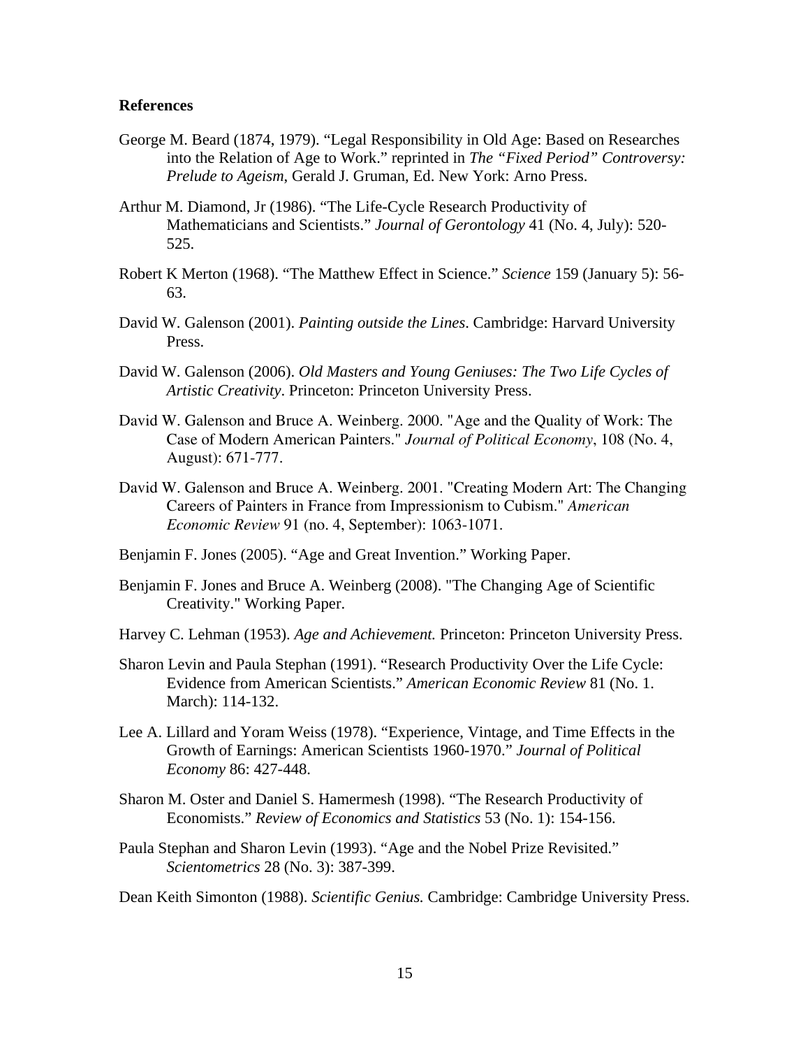**References**

George M. Beard (1874, 1979). "Legal Responsibility in Old Age: Based on Researches into the Relation of Age to Work." reprinted in *The "Fixed Period" Controversy: Prelude to Ageism*, Gerald J. Gruman, Ed. New York: Arno Press.

Arthur M. Diamond, Jr (1986). "The Life-Cycle Research Productivity of Mathematicians and Scientists." *Journal of Gerontology* 41 (No. 4, July): 520-525.

Robert K Merton (1968). "The Matthew Effect in Science." *Science* 159 (January 5): 56-63.

David W. Galenson (2001). *Painting outside the Lines*. Cambridge: Harvard University Press.

David W. Galenson (2006). *Old Masters and Young Geniuses: The Two Life Cycles of Artistic Creativity*. Princeton: Princeton University Press.

David W. Galenson and Bruce A. Weinberg. 2000. "Age and the Quality of Work: The Case of Modern American Painters." *Journal of Political Economy*, 108 (No. 4, August): 671-777.

David W. Galenson and Bruce A. Weinberg. 2001. "Creating Modern Art: The Changing Careers of Painters in France from Impressionism to Cubism." *American Economic Review* 91 (no. 4, September): 1063-1071.

Benjamin F. Jones (2005). "Age and Great Invention." Working Paper.

Benjamin F. Jones and Bruce A. Weinberg (2008). "The Changing Age of Scientific Creativity." Working Paper.

Harvey C. Lehman (1953). *Age and Achievement.* Princeton: Princeton University Press.

Sharon Levin and Paula Stephan (1991). "Research Productivity Over the Life Cycle: Evidence from American Scientists." *American Economic Review* 81 (No. 1. March): 114-132.

Lee A. Lillard and Yoram Weiss (1978). "Experience, Vintage, and Time Effects in the Growth of Earnings: American Scientists 1960-1970." *Journal of Political Economy* 86: 427-448.

Sharon M. Oster and Daniel S. Hamermesh (1998). "The Research Productivity of Economists." *Review of Economics and Statistics* 53 (No. 1): 154-156.

Paula Stephan and Sharon Levin (1993). "Age and the Nobel Prize Revisited." *Scientometrics* 28 (No. 3): 387-399.

Dean Keith Simonton (1988). *Scientific Genius.* Cambridge: Cambridge University Press.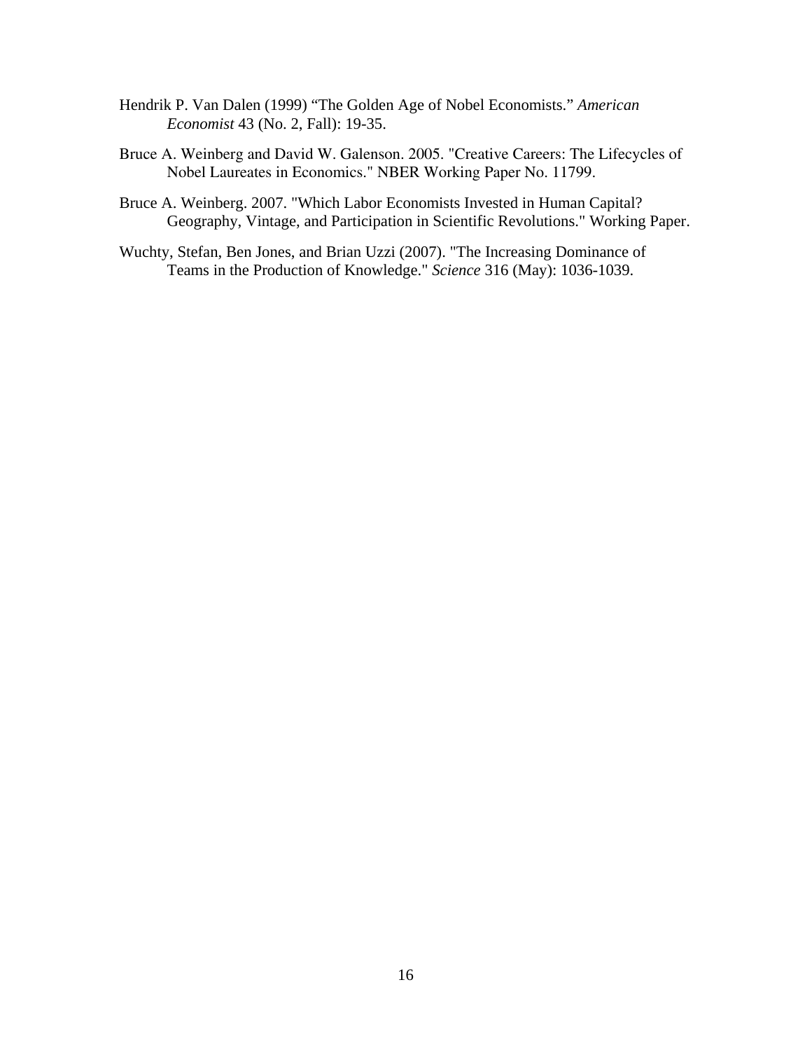Hendrik P. Van Dalen (1999) "The Golden Age of Nobel Economists." *American Economist* 43 (No. 2, Fall): 19-35.

Bruce A. Weinberg and David W. Galenson. 2005. "Creative Careers: The Lifecycles of Nobel Laureates in Economics." NBER Working Paper No. 11799.

Bruce A. Weinberg. 2007. "Which Labor Economists Invested in Human Capital? Geography, Vintage, and Participation in Scientific Revolutions." Working Paper.

Wuchty, Stefan, Ben Jones, and Brian Uzzi (2007). "The Increasing Dominance of Teams in the Production of Knowledge." *Science* 316 (May): 1036-1039.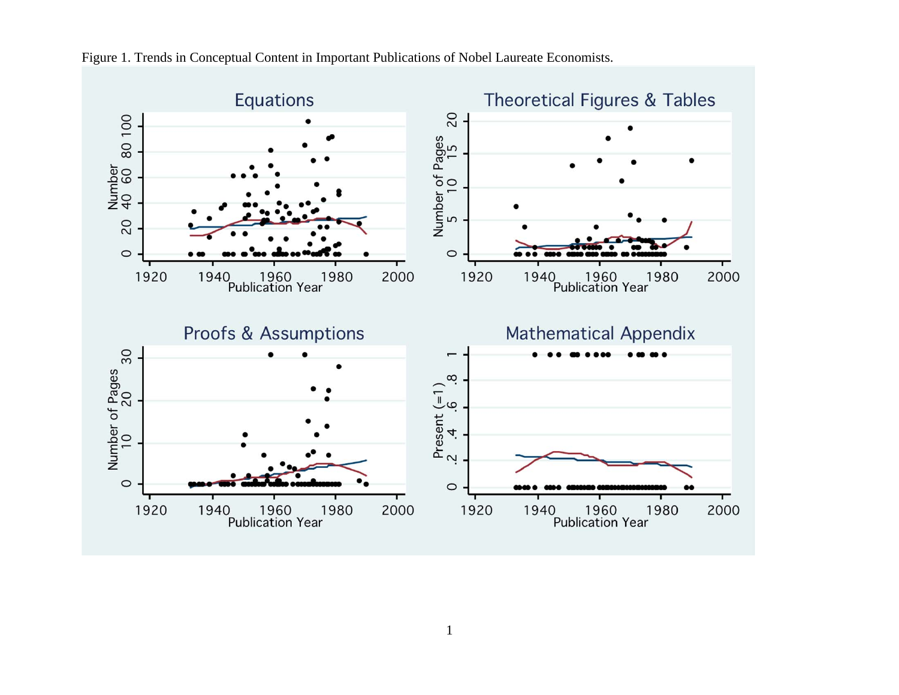Figure 1. Trends in Conceptual Content in Important Publications of Nobel Laureate Economists.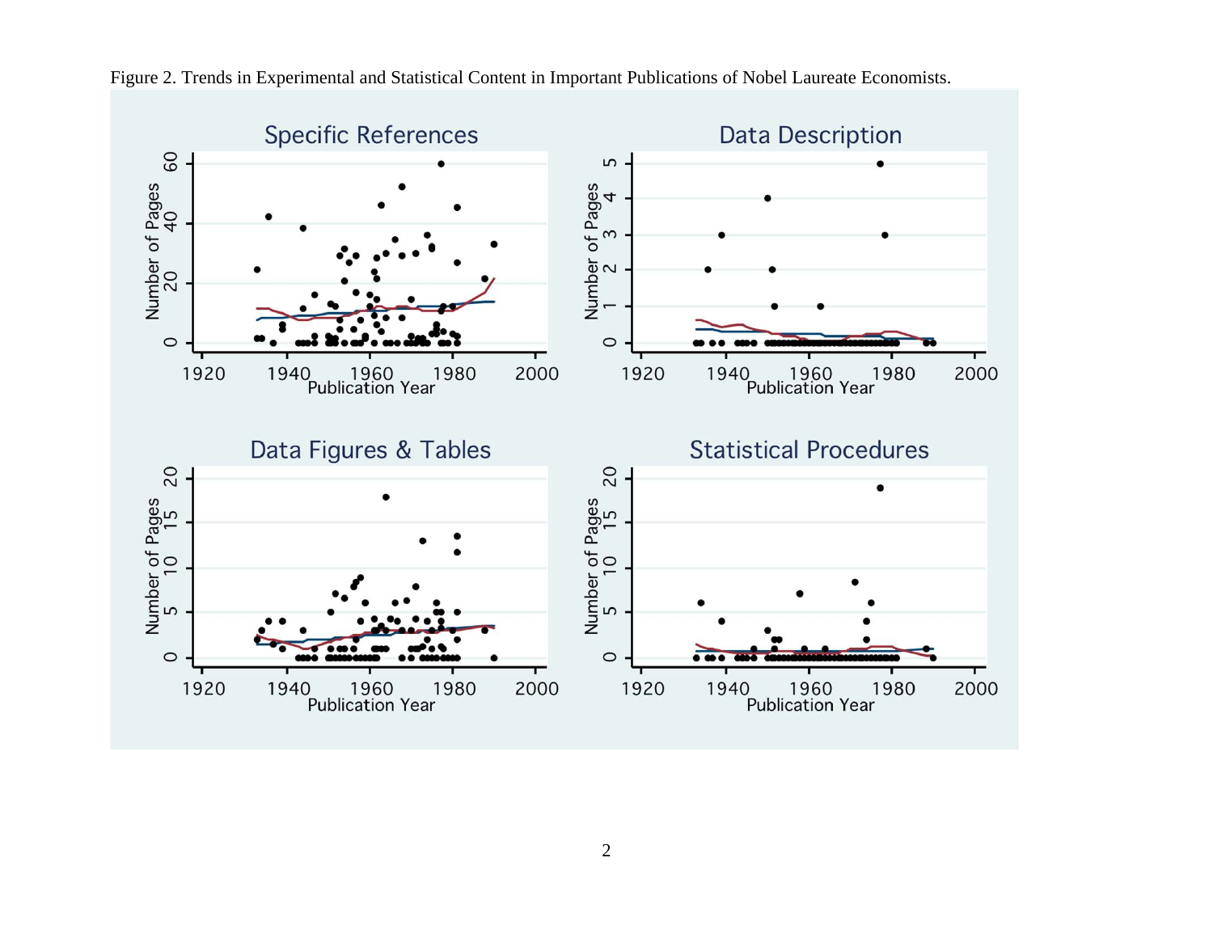Figure 2. Trends in Experimental and Statistical Content in Important Publications of Nobel Laureate Economists.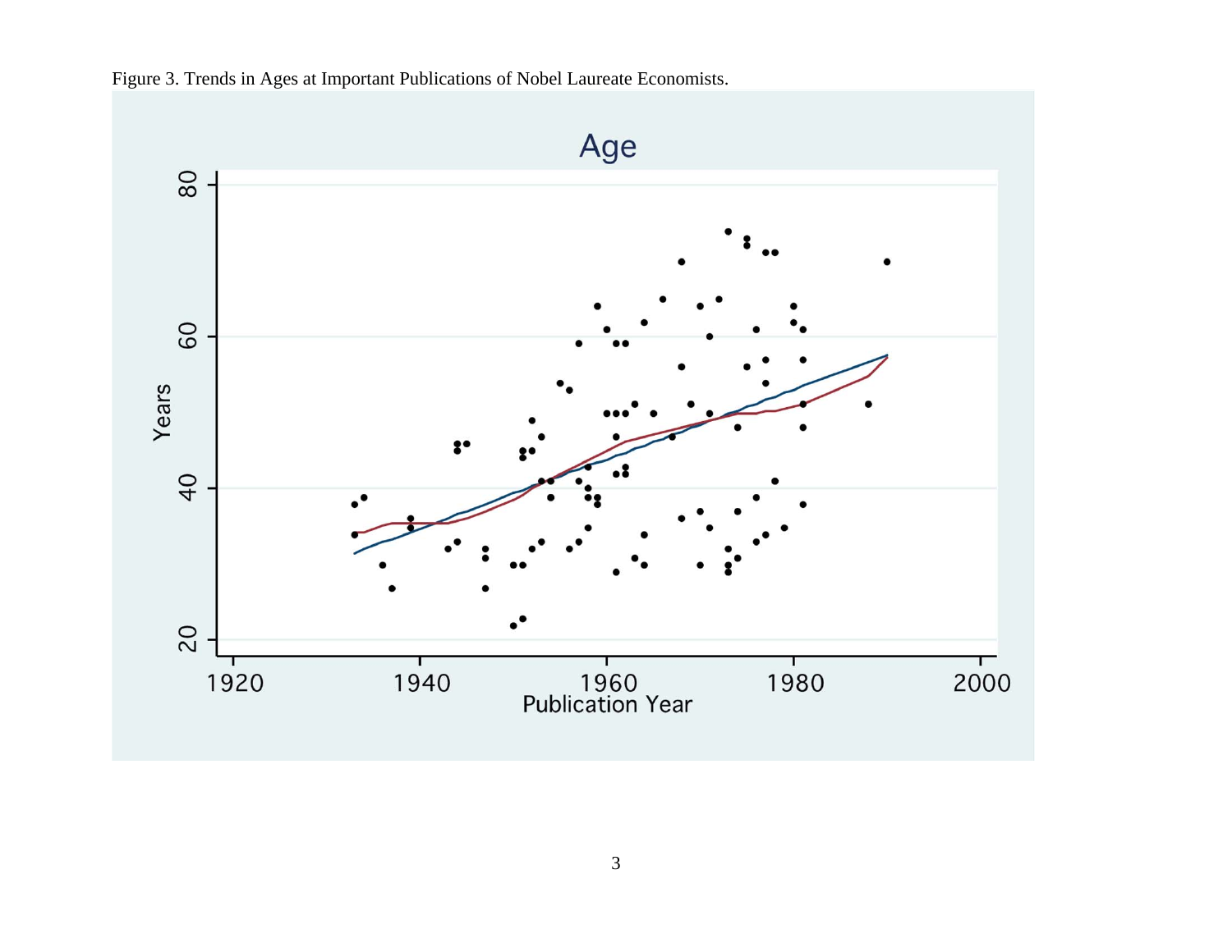Figure 3. Trends in Ages at Important Publications of Nobel Laureate Economists.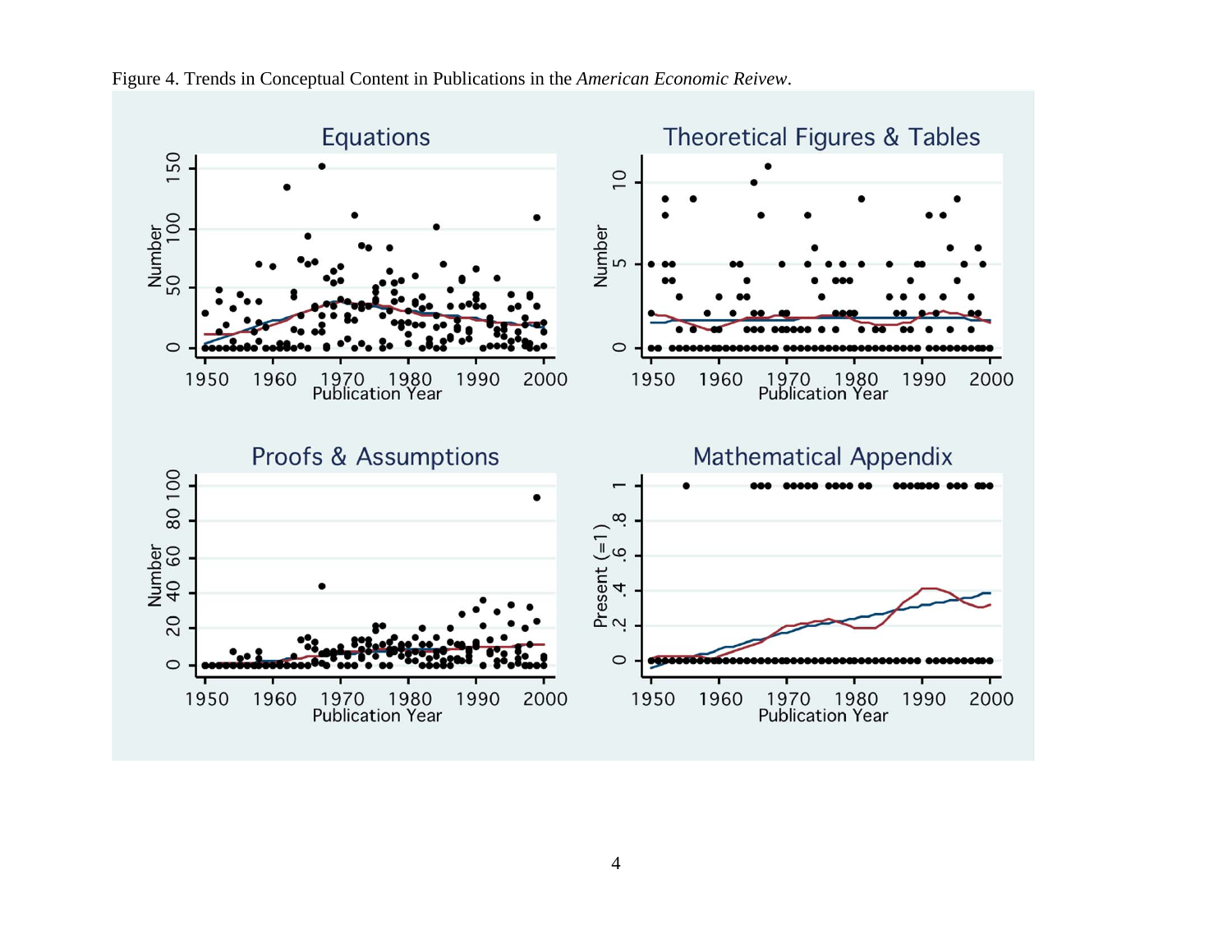Figure 4. Trends in Conceptual Content in Publications in the *American Economic Reivew*.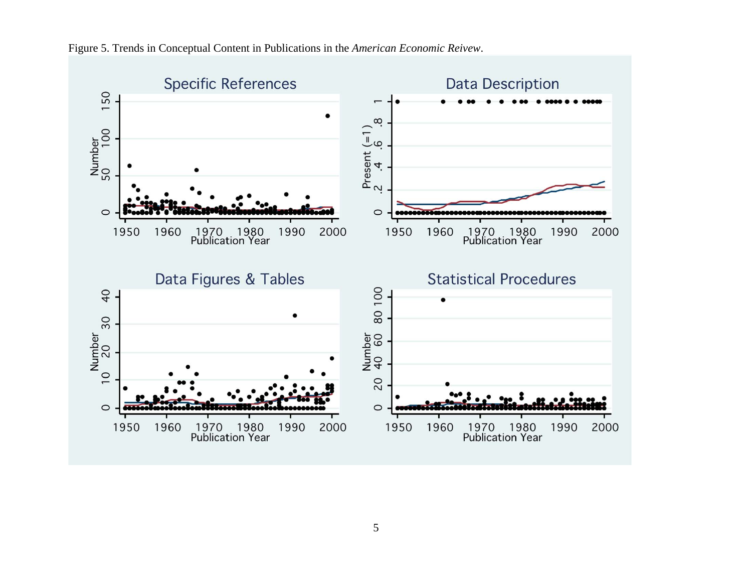Figure 5. Trends in Conceptual Content in Publications in the *American Economic Reievw*.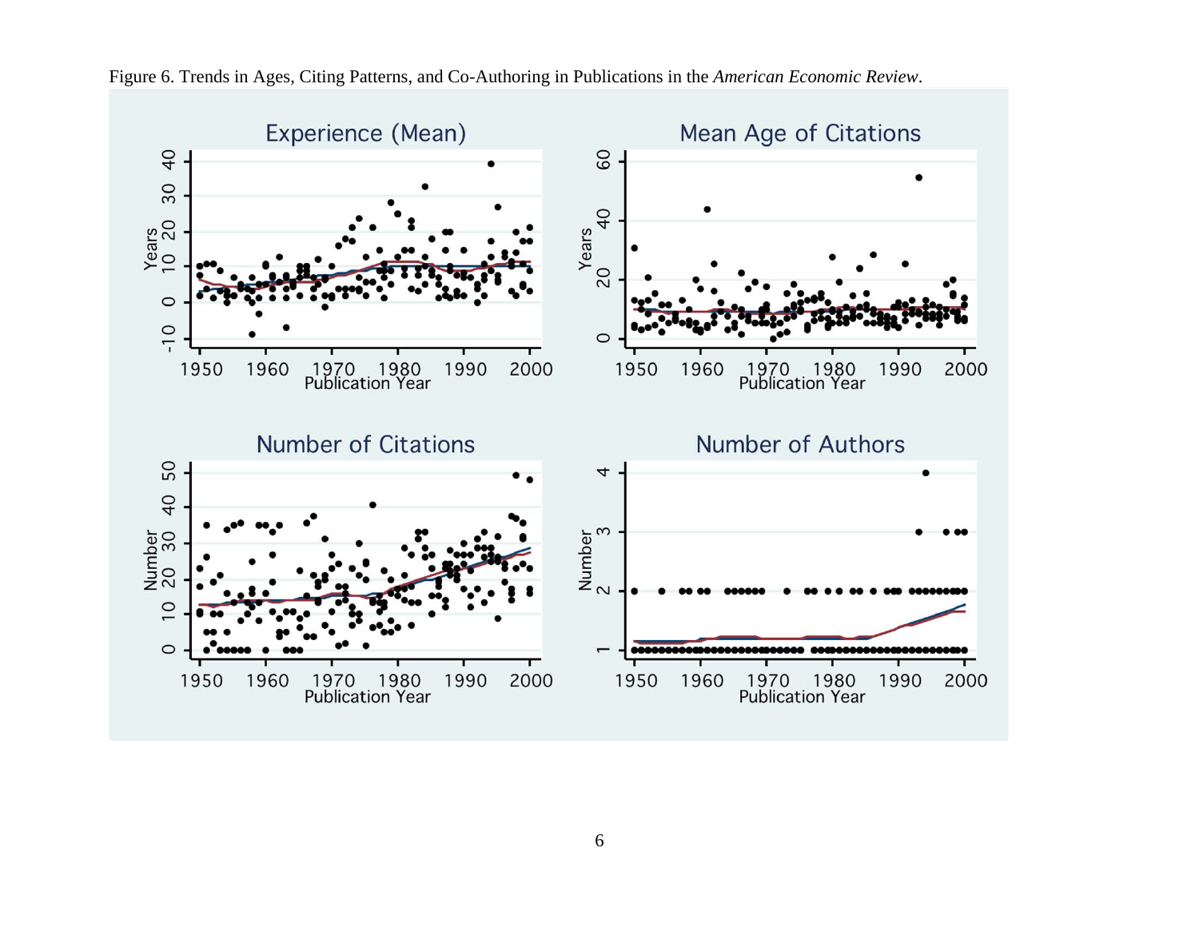Figure 6. Trends in Ages, Citing Patterns, and Co-Authoring in Publications in the *American Economic Review*.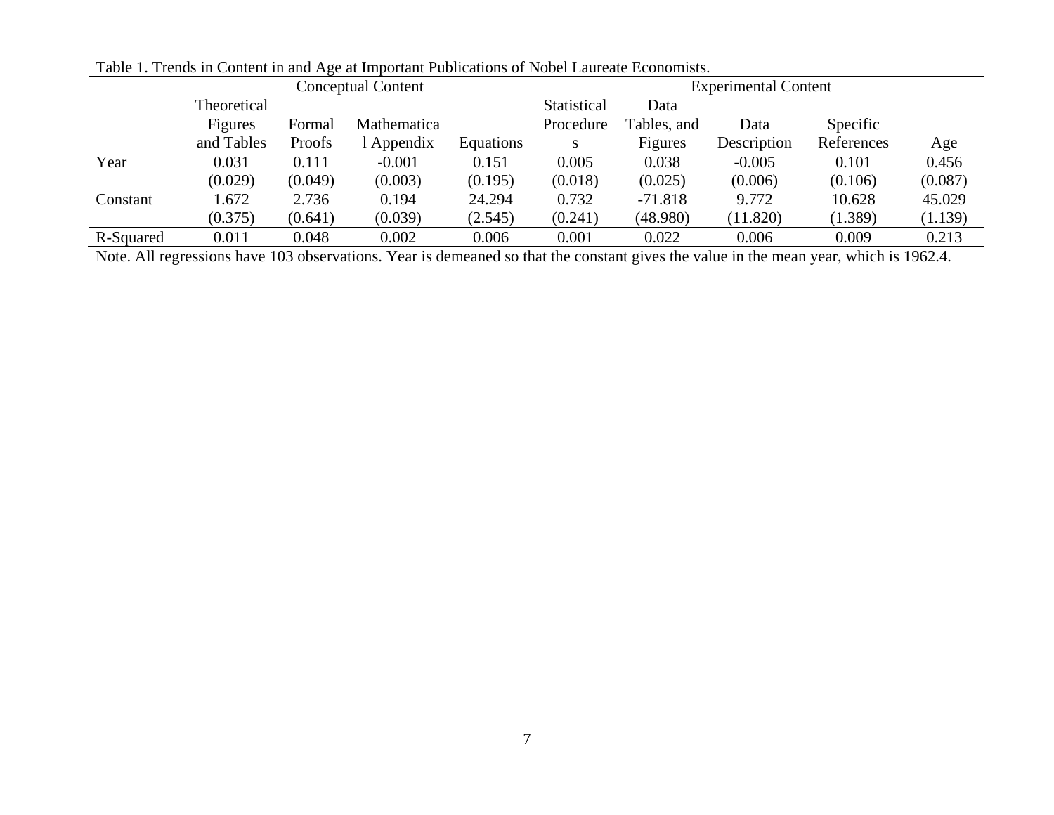Table 1. Trends in Content in and Age at Important Publications of Nobel Laureate Economists.

| | Conceptual Content | | | | Experimental Content | | | | |
|---|---|---|---|---|---|---|---|---|---|
| | Theoretical Figures and Tables | Formal Proofs | Mathematical Appendix | Equations | Statistical Procedures | Data Tables, and Figures | Data Description | Specific References | Age |
| Year | 0.031 | 0.111 | -0.001 | 0.151 | 0.005 | 0.038 | -0.005 | 0.101 | 0.456 |
| | (0.029) | (0.049) | (0.003) | (0.195) | (0.018) | (0.025) | (0.006) | (0.106) | (0.087) |
| Constant | 1.672 | 2.736 | 0.194 | 24.294 | 0.732 | -71.818 | 9.772 | 10.628 | 45.029 |
| | (0.375) | (0.641) | (0.039) | (2.545) | (0.241) | (48.980) | (11.820) | (1.389) | (1.139) |
| R-Squared | 0.011 | 0.048 | 0.002 | 0.006 | 0.001 | 0.022 | 0.006 | 0.009 | 0.213 |

Note. All regressions have 103 observations. Year is demeaned so that the constant gives the value in the mean year, which is 1962.4.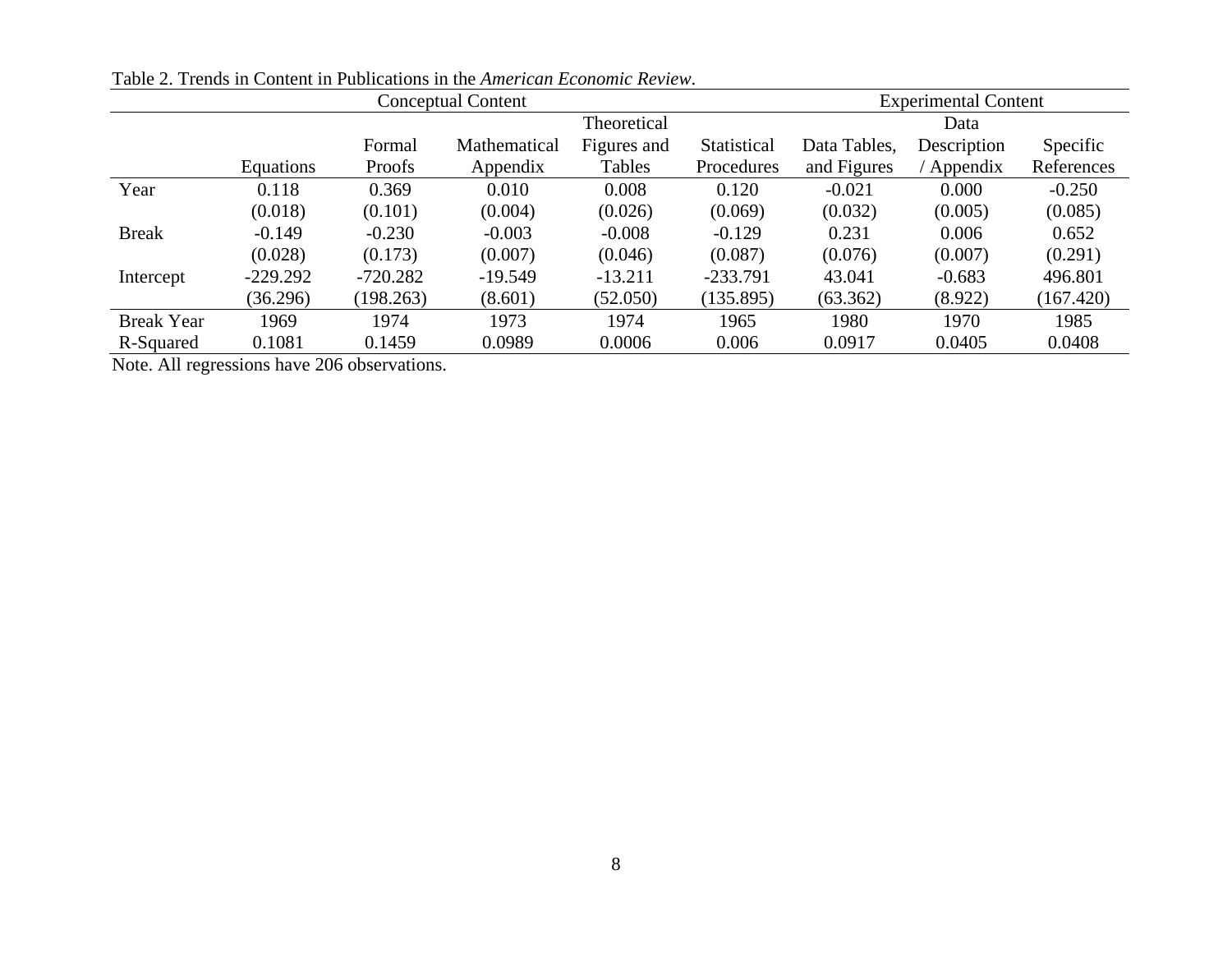Table 2. Trends in Content in Publications in the *American Economic Review*.

| | Conceptual Content | | | | | Experimental Content | | |
|---|---|---|---|---|---|---|---|---|
| | Equations | Formal Proofs | Mathematical Appendix | Theoretical Figures and Tables | Statistical Procedures | Data Tables, and Figures | Data Description / Appendix | Specific References |
| Year | 0.118 | 0.369 | 0.010 | 0.008 | 0.120 | -0.021 | 0.000 | -0.250 |
| | (0.018) | (0.101) | (0.004) | (0.026) | (0.069) | (0.032) | (0.005) | (0.085) |
| Break | -0.149 | -0.230 | -0.003 | -0.008 | -0.129 | 0.231 | 0.006 | 0.652 |
| | (0.028) | (0.173) | (0.007) | (0.046) | (0.087) | (0.076) | (0.007) | (0.291) |
| Intercept | -229.292 | -720.282 | -19.549 | -13.211 | -233.791 | 43.041 | -0.683 | 496.801 |
| | (36.296) | (198.263) | (8.601) | (52.050) | (135.895) | (63.362) | (8.922) | (167.420) |
| Break Year | 1969 | 1974 | 1973 | 1974 | 1965 | 1980 | 1970 | 1985 |
| R-Squared | 0.1081 | 0.1459 | 0.0989 | 0.0006 | 0.006 | 0.0917 | 0.0405 | 0.0408 |

Note. All regressions have 206 observations.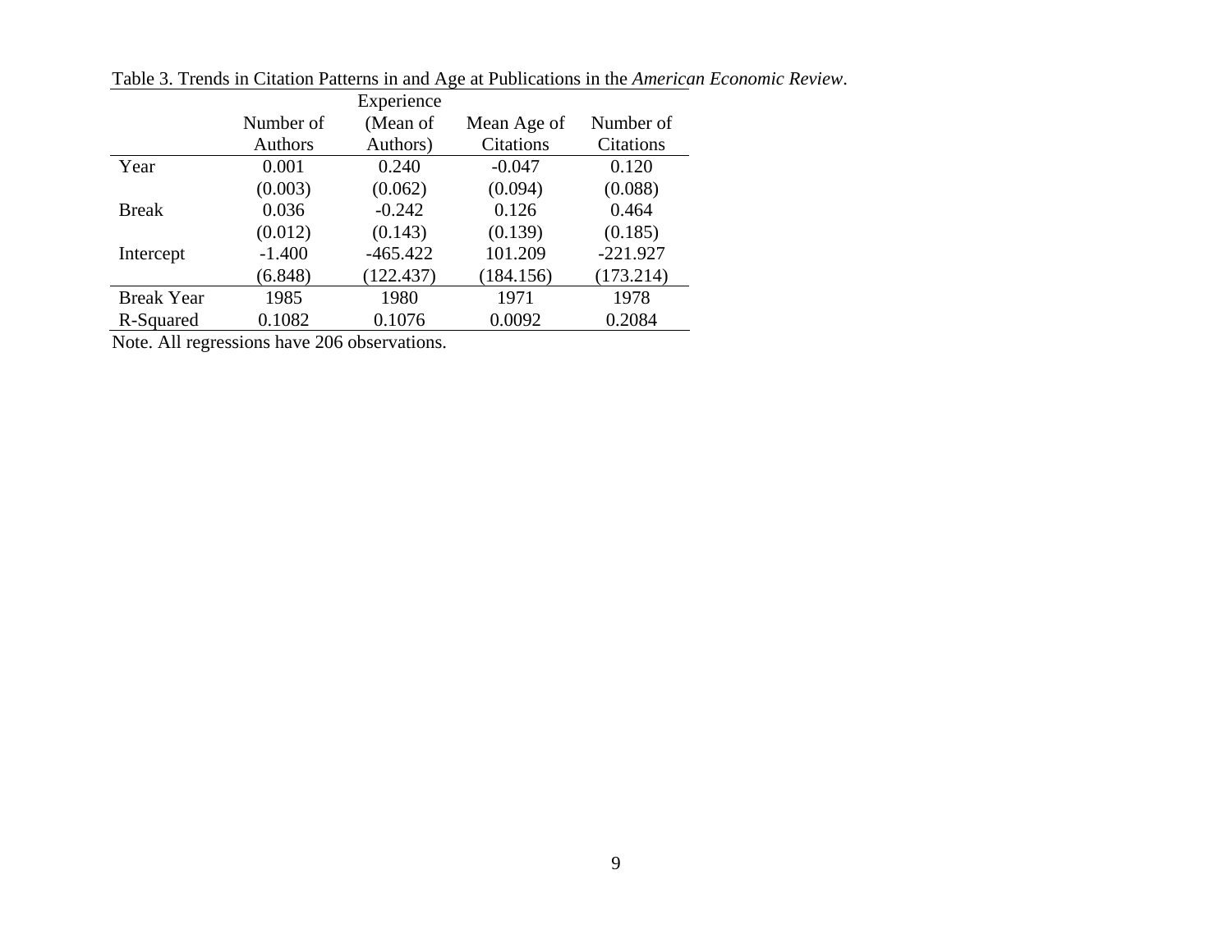Table 3. Trends in Citation Patterns in and Age at Publications in the *American Economic Review*.

| | Number of Authors | Experience (Mean of Authors) | Mean Age of Citations | Number of Citations |
|---|---|---|---|---|
| Year | 0.001 | 0.240 | -0.047 | 0.120 |
| | (0.003) | (0.062) | (0.094) | (0.088) |
| Break | 0.036 | -0.242 | 0.126 | 0.464 |
| | (0.012) | (0.143) | (0.139) | (0.185) |
| Intercept | -1.400 | -465.422 | 101.209 | -221.927 |
| | (6.848) | (122.437) | (184.156) | (173.214) |
| Break Year | 1985 | 1980 | 1971 | 1978 |
| R-Squared | 0.1082 | 0.1076 | 0.0092 | 0.2084 |

Note. All regressions have 206 observations.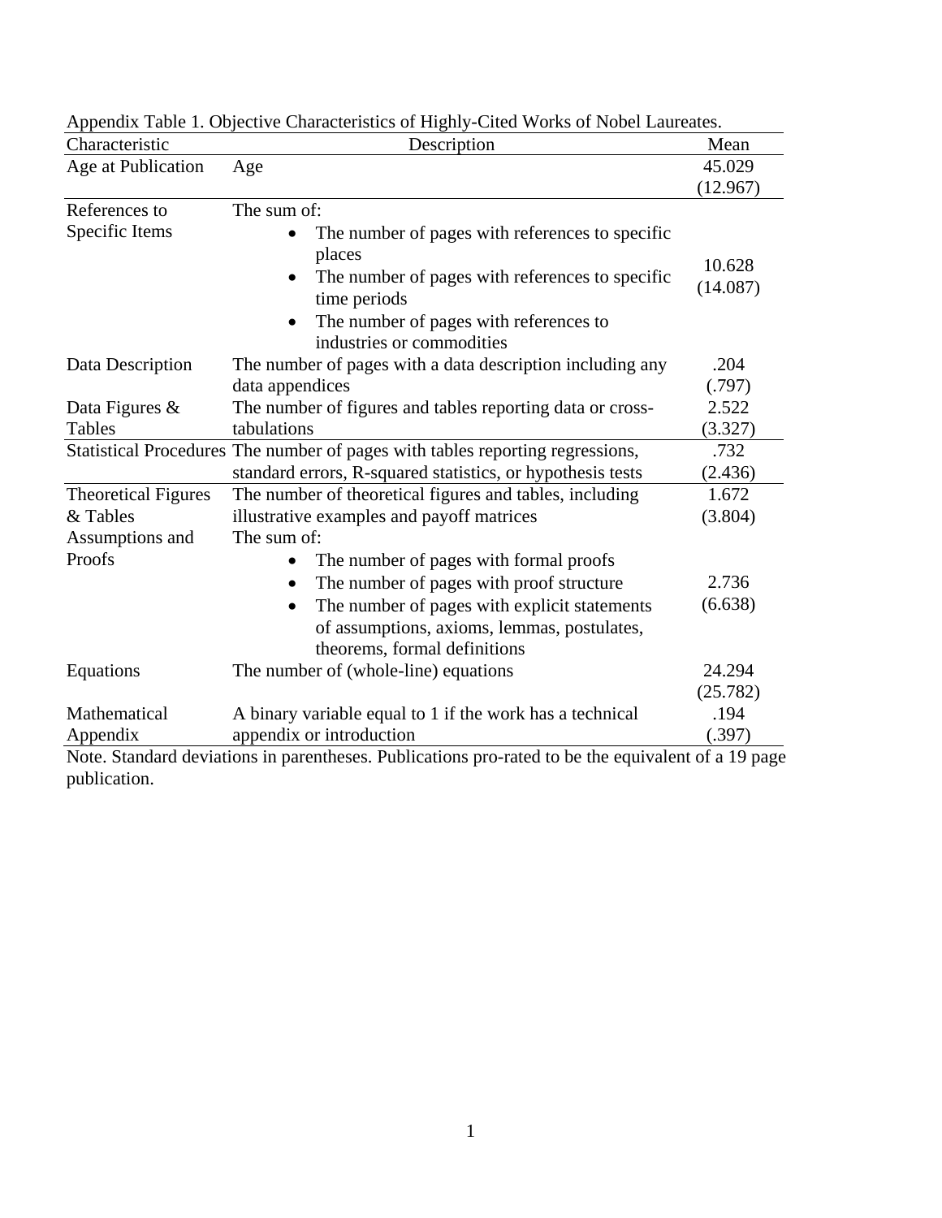Appendix Table 1. Objective Characteristics of Highly-Cited Works of Nobel Laureates.

| Characteristic | Description | Mean |
|---|---|---|
| Age at Publication | Age | 45.029 (12.967) |
| References to Specific Items | The sum of: <br>• The number of pages with references to specific places <br>• The number of pages with references to specific time periods <br>• The number of pages with references to industries or commodities | 10.628 (14.087) |
| Data Description | The number of pages with a data description including any data appendices | .204 (.797) |
| Data Figures & Tables | The number of figures and tables reporting data or cross-tabulations | 2.522 (3.327) |
| Statistical Procedures | The number of pages with tables reporting regressions, standard errors, R-squared statistics, or hypothesis tests | .732 (2.436) |
| Theoretical Figures & Tables | The number of theoretical figures and tables, including illustrative examples and payoff matrices | 1.672 (3.804) |
| Assumptions and Proofs | The sum of: <br>• The number of pages with formal proofs <br>• The number of pages with proof structure <br>• The number of pages with explicit statements of assumptions, axioms, lemmas, postulates, theorems, formal definitions | 2.736 (6.638) |
| Equations | The number of (whole-line) equations | 24.294 (25.782) |
| Mathematical Appendix | A binary variable equal to 1 if the work has a technical appendix or introduction | .194 (.397) |

Note. Standard deviations in parentheses. Publications pro-rated to be the equivalent of a 19 page publication.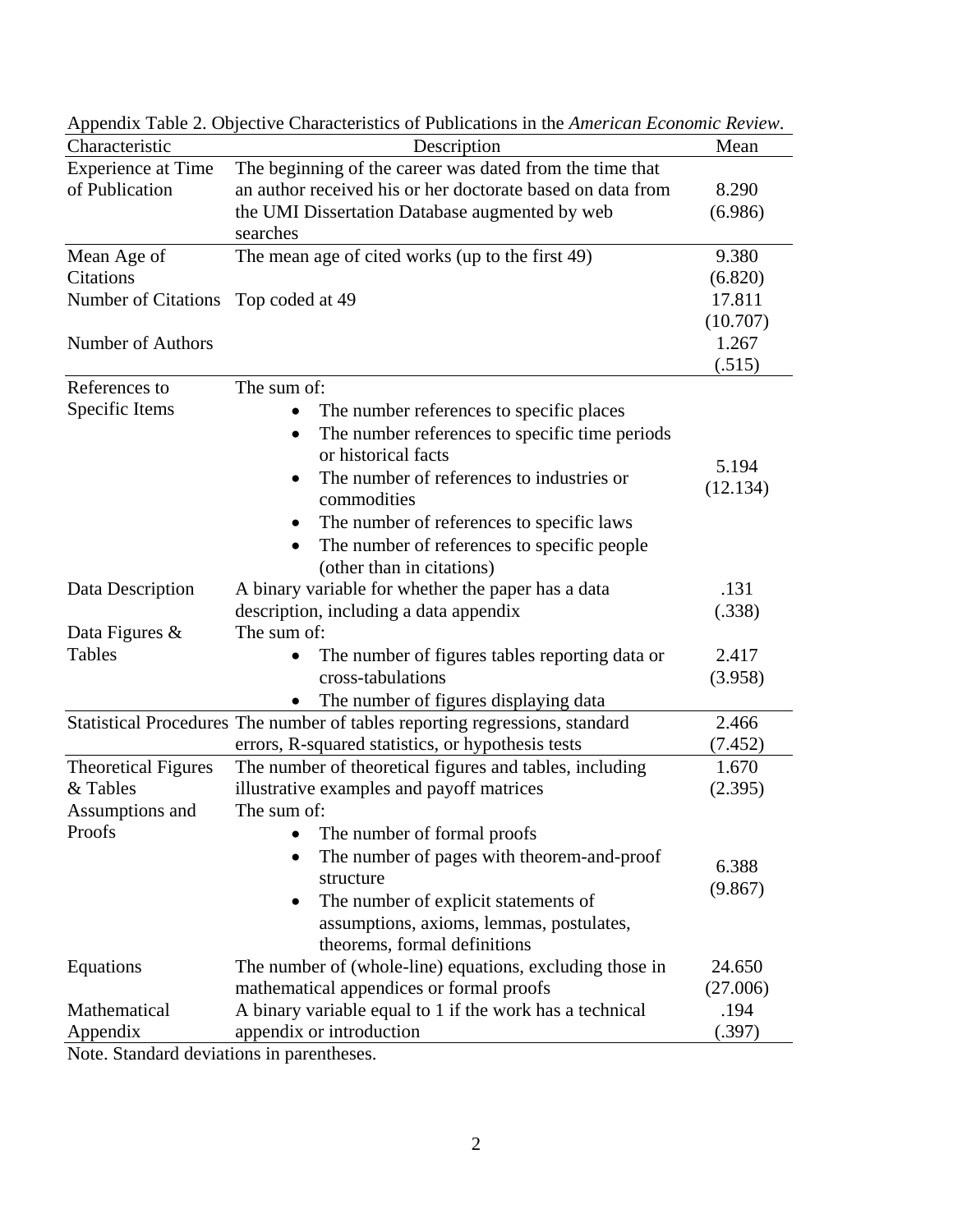Appendix Table 2. Objective Characteristics of Publications in the *American Economic Review*.

| Characteristic | Description | Mean |
|---|---|---|
| Experience at Time of Publication | The beginning of the career was dated from the time that an author received his or her doctorate based on data from the UMI Dissertation Database augmented by web searches | 8.290 (6.986) |
| Mean Age of Citations | The mean age of cited works (up to the first 49) | 9.380 (6.820) |
| Number of Citations | Top coded at 49 | 17.811 (10.707) |
| Number of Authors | | 1.267 (.515) |
| References to Specific Items | The sum of: • The number references to specific places • The number references to specific time periods or historical facts • The number of references to industries or commodities • The number of references to specific laws • The number of references to specific people (other than in citations) | 5.194 (12.134) |
| Data Description | A binary variable for whether the paper has a data description, including a data appendix | .131 (.338) |
| Data Figures & Tables | The sum of: • The number of figures tables reporting data or cross-tabulations • The number of figures displaying data | 2.417 (3.958) |
| Statistical Procedures | The number of tables reporting regressions, standard errors, R-squared statistics, or hypothesis tests | 2.466 (7.452) |
| Theoretical Figures & Tables | The number of theoretical figures and tables, including illustrative examples and payoff matrices | 1.670 (2.395) |
| Assumptions and Proofs | The sum of: • The number of formal proofs • The number of pages with theorem-and-proof structure • The number of explicit statements of assumptions, axioms, lemmas, postulates, theorems, formal definitions | 6.388 (9.867) |
| Equations | The number of (whole-line) equations, excluding those in mathematical appendices or formal proofs | 24.650 (27.006) |
| Mathematical Appendix | A binary variable equal to 1 if the work has a technical appendix or introduction | .194 (.397) |

Note. Standard deviations in parentheses.